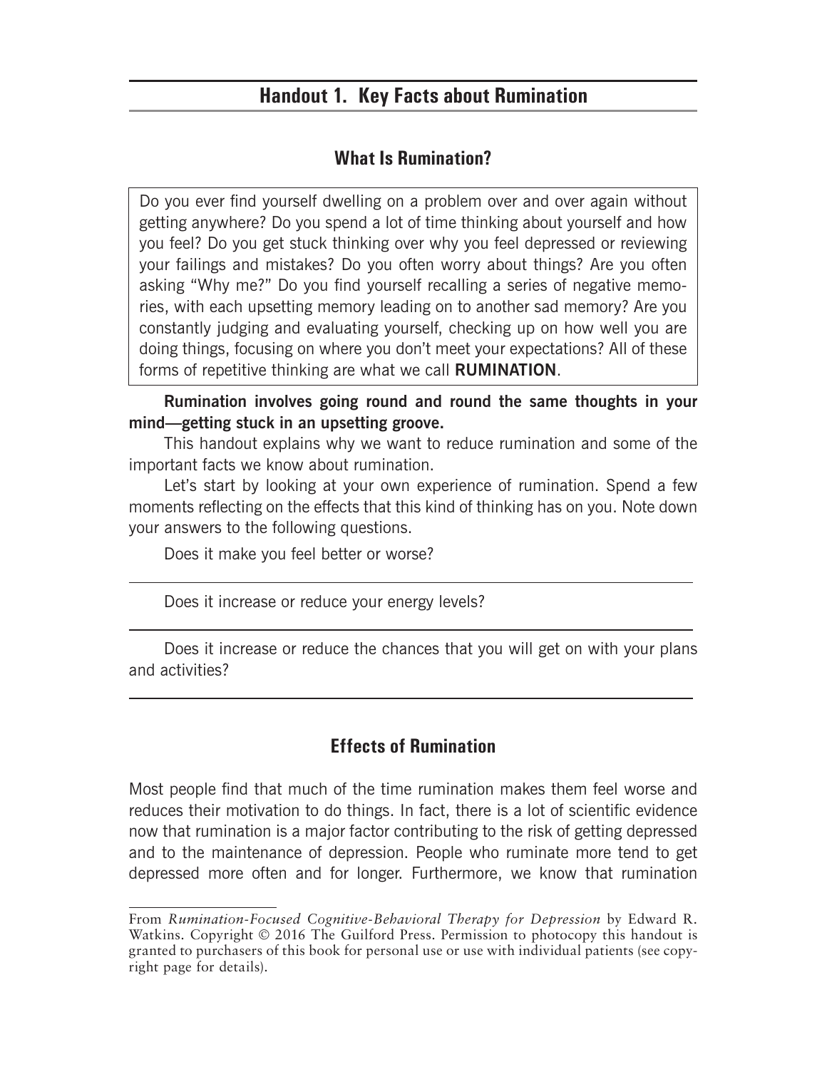# Handout 1. Key Facts about Rumination

## What Is Rumination?

Do you ever find yourself dwelling on a problem over and over again without getting anywhere? Do you spend a lot of time thinking about yourself and how you feel? Do you get stuck thinking over why you feel depressed or reviewing your failings and mistakes? Do you often worry about things? Are you often asking "Why me?" Do you find yourself recalling a series of negative memories, with each upsetting memory leading on to another sad memory? Are you constantly judging and evaluating yourself, checking up on how well you are doing things, focusing on where you don't meet your expectations? All of these forms of repetitive thinking are what we call **RUMINATION**.

**Rumination involves going round and round the same thoughts in your mind—getting stuck in an upsetting groove.**

This handout explains why we want to reduce rumination and some of the important facts we know about rumination.

Let's start by looking at your own experience of rumination. Spend a few moments reflecting on the effects that this kind of thinking has on you. Note down your answers to the following questions.

Does it make you feel better or worse?

_______________________________________________

Does it increase or reduce your energy levels?

_______________________________________________

Does it increase or reduce the chances that you will get on with your plans and activities?

_______________________________________________

## Effects of Rumination

Most people find that much of the time rumination makes them feel worse and reduces their motivation to do things. In fact, there is a lot of scientific evidence now that rumination is a major factor contributing to the risk of getting depressed and to the maintenance of depression. People who ruminate more tend to get depressed more often and for longer. Furthermore, we know that rumination

---

From *Rumination-Focused Cognitive-Behavioral Therapy for Depression* by Edward R. Watkins. Copyright © 2016 The Guilford Press. Permission to photocopy this handout is granted to purchasers of this book for personal use or use with individual patients (see copyright page for details).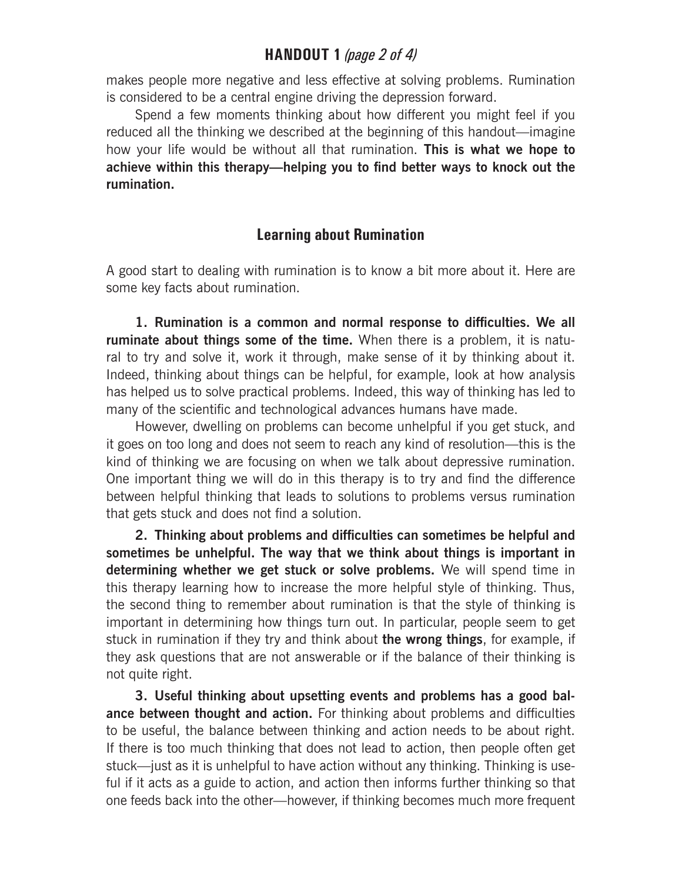makes people more negative and less effective at solving problems. Rumination is considered to be a central engine driving the depression forward.

Spend a few moments thinking about how different you might feel if you reduced all the thinking we described at the beginning of this handout—imagine how your life would be without all that rumination. **This is what we hope to achieve within this therapy—helping you to find better ways to knock out the rumination.**

## Learning about Rumination

A good start to dealing with rumination is to know a bit more about it. Here are some key facts about rumination.

**1. Rumination is a common and normal response to difficulties. We all ruminate about things some of the time.** When there is a problem, it is natural to try and solve it, work it through, make sense of it by thinking about it. Indeed, thinking about things can be helpful, for example, look at how analysis has helped us to solve practical problems. Indeed, this way of thinking has led to many of the scientific and technological advances humans have made.

However, dwelling on problems can become unhelpful if you get stuck, and it goes on too long and does not seem to reach any kind of resolution—this is the kind of thinking we are focusing on when we talk about depressive rumination. One important thing we will do in this therapy is to try and find the difference between helpful thinking that leads to solutions to problems versus rumination that gets stuck and does not find a solution.

**2. Thinking about problems and difficulties can sometimes be helpful and sometimes be unhelpful. The way that we think about things is important in determining whether we get stuck or solve problems.** We will spend time in this therapy learning how to increase the more helpful style of thinking. Thus, the second thing to remember about rumination is that the style of thinking is important in determining how things turn out. In particular, people seem to get stuck in rumination if they try and think about **the wrong things**, for example, if they ask questions that are not answerable or if the balance of their thinking is not quite right.

**3. Useful thinking about upsetting events and problems has a good balance between thought and action.** For thinking about problems and difficulties to be useful, the balance between thinking and action needs to be about right. If there is too much thinking that does not lead to action, then people often get stuck—just as it is unhelpful to have action without any thinking. Thinking is useful if it acts as a guide to action, and action then informs further thinking so that one feeds back into the other—however, if thinking becomes much more frequent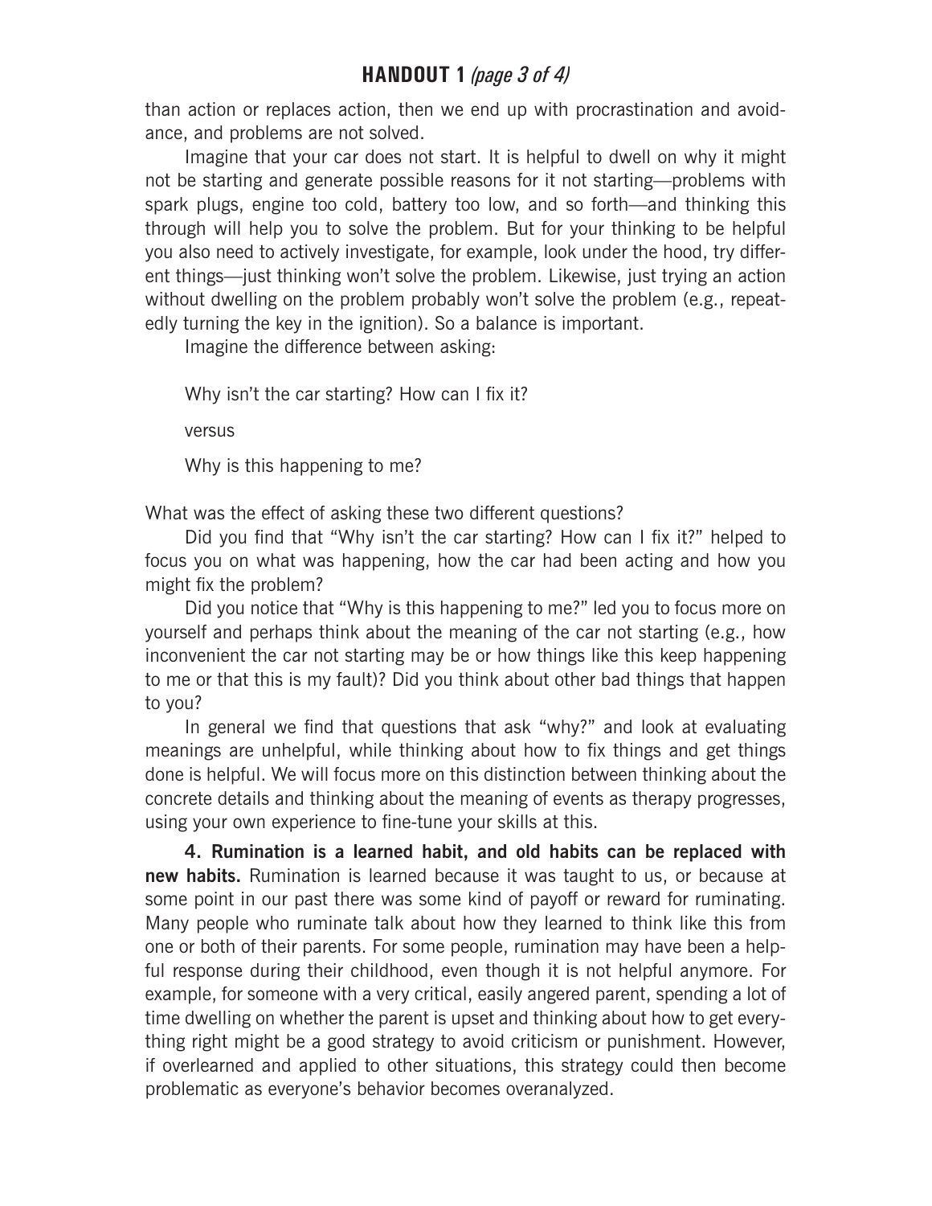than action or replaces action, then we end up with procrastination and avoidance, and problems are not solved.

Imagine that your car does not start. It is helpful to dwell on why it might not be starting and generate possible reasons for it not starting—problems with spark plugs, engine too cold, battery too low, and so forth—and thinking this through will help you to solve the problem. But for your thinking to be helpful you also need to actively investigate, for example, look under the hood, try different things—just thinking won't solve the problem. Likewise, just trying an action without dwelling on the problem probably won't solve the problem (e.g., repeatedly turning the key in the ignition). So a balance is important.

Imagine the difference between asking:

> Why isn't the car starting? How can I fix it?
>
> versus
>
> Why is this happening to me?

What was the effect of asking these two different questions?

Did you find that "Why isn't the car starting? How can I fix it?" helped to focus you on what was happening, how the car had been acting and how you might fix the problem?

Did you notice that "Why is this happening to me?" led you to focus more on yourself and perhaps think about the meaning of the car not starting (e.g., how inconvenient the car not starting may be or how things like this keep happening to me or that this is my fault)? Did you think about other bad things that happen to you?

In general we find that questions that ask "why?" and look at evaluating meanings are unhelpful, while thinking about how to fix things and get things done is helpful. We will focus more on this distinction between thinking about the concrete details and thinking about the meaning of events as therapy progresses, using your own experience to fine-tune your skills at this.

**4. Rumination is a learned habit, and old habits can be replaced with new habits.** Rumination is learned because it was taught to us, or because at some point in our past there was some kind of payoff or reward for ruminating. Many people who ruminate talk about how they learned to think like this from one or both of their parents. For some people, rumination may have been a helpful response during their childhood, even though it is not helpful anymore. For example, for someone with a very critical, easily angered parent, spending a lot of time dwelling on whether the parent is upset and thinking about how to get everything right might be a good strategy to avoid criticism or punishment. However, if overlearned and applied to other situations, this strategy could then become problematic as everyone's behavior becomes overanalyzed.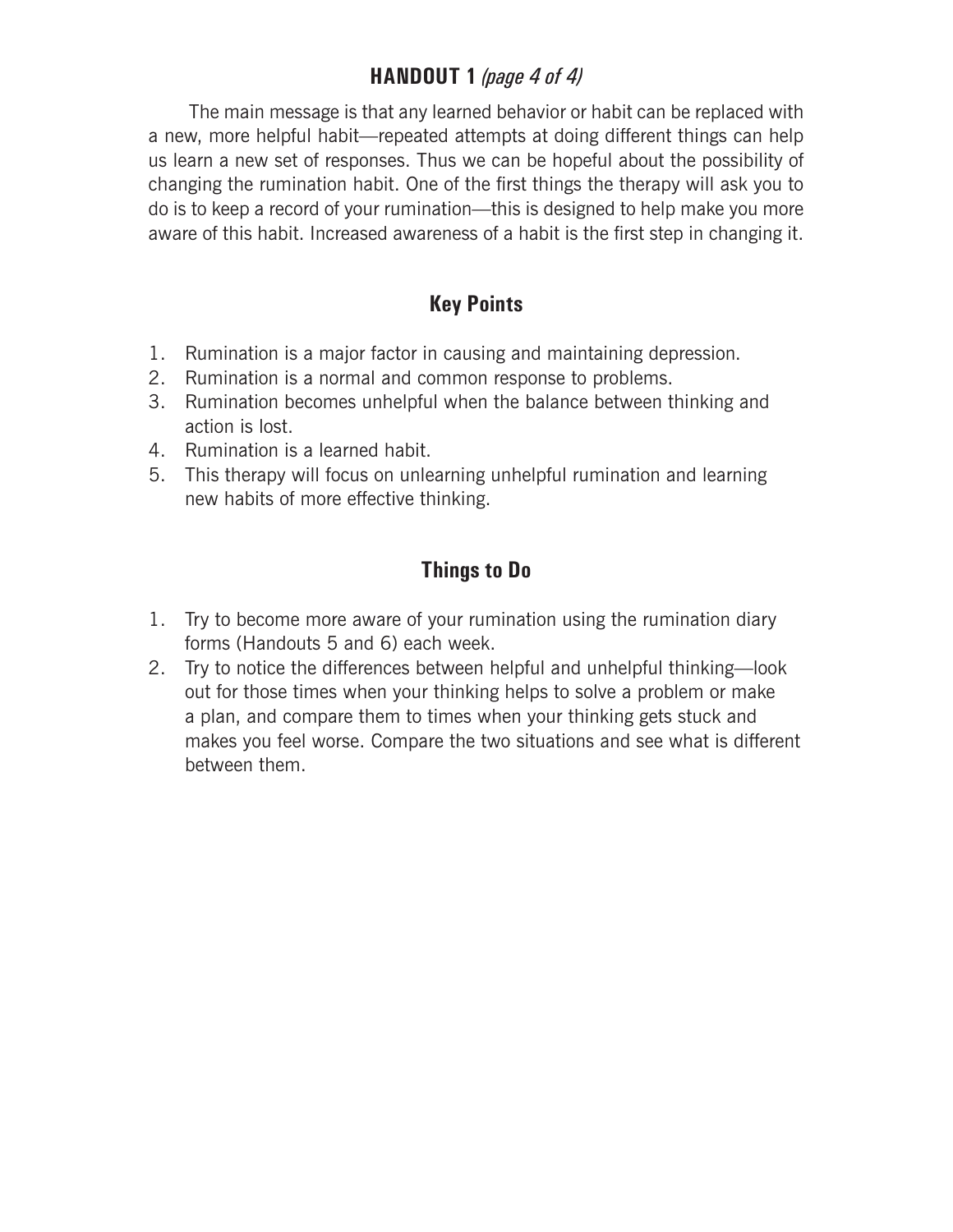## HANDOUT 1 *(page 4 of 4)*

The main message is that any learned behavior or habit can be replaced with a new, more helpful habit—repeated attempts at doing different things can help us learn a new set of responses. Thus we can be hopeful about the possibility of changing the rumination habit. One of the first things the therapy will ask you to do is to keep a record of your rumination—this is designed to help make you more aware of this habit. Increased awareness of a habit is the first step in changing it.

### Key Points

1. Rumination is a major factor in causing and maintaining depression.
2. Rumination is a normal and common response to problems.
3. Rumination becomes unhelpful when the balance between thinking and action is lost.
4. Rumination is a learned habit.
5. This therapy will focus on unlearning unhelpful rumination and learning new habits of more effective thinking.

### Things to Do

1. Try to become more aware of your rumination using the rumination diary forms (Handouts 5 and 6) each week.
2. Try to notice the differences between helpful and unhelpful thinking—look out for those times when your thinking helps to solve a problem or make a plan, and compare them to times when your thinking gets stuck and makes you feel worse. Compare the two situations and see what is different between them.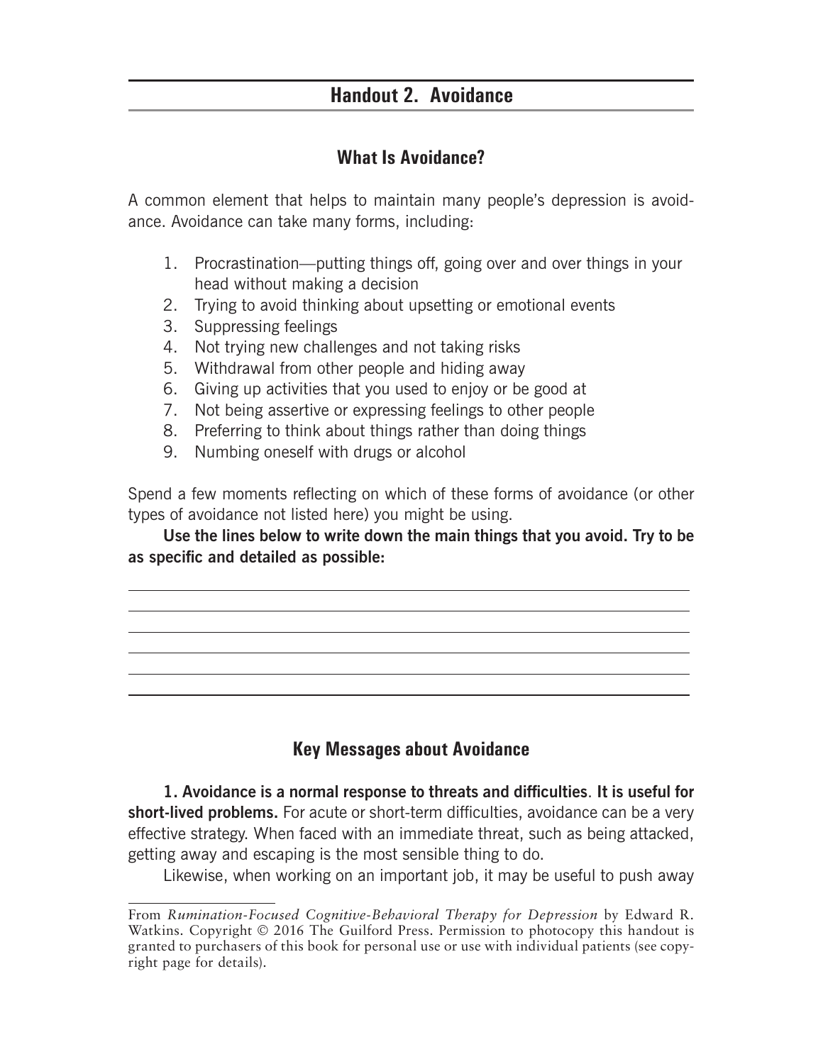## Handout 2. Avoidance

### What Is Avoidance?

A common element that helps to maintain many people's depression is avoidance. Avoidance can take many forms, including:

1. Procrastination—putting things off, going over and over things in your head without making a decision
2. Trying to avoid thinking about upsetting or emotional events
3. Suppressing feelings
4. Not trying new challenges and not taking risks
5. Withdrawal from other people and hiding away
6. Giving up activities that you used to enjoy or be good at
7. Not being assertive or expressing feelings to other people
8. Preferring to think about things rather than doing things
9. Numbing oneself with drugs or alcohol

Spend a few moments reflecting on which of these forms of avoidance (or other types of avoidance not listed here) you might be using.

**Use the lines below to write down the main things that you avoid. Try to be as specific and detailed as possible:**

\_\_\_\_\_\_\_\_\_\_\_\_\_\_\_\_\_\_\_\_\_\_\_\_\_\_\_\_\_\_\_\_\_\_\_\_\_\_\_\_\_\_\_\_\_\_\_\_\_\_\_\_\_\_\_\_\_\_\_\_

\_\_\_\_\_\_\_\_\_\_\_\_\_\_\_\_\_\_\_\_\_\_\_\_\_\_\_\_\_\_\_\_\_\_\_\_\_\_\_\_\_\_\_\_\_\_\_\_\_\_\_\_\_\_\_\_\_\_\_\_

\_\_\_\_\_\_\_\_\_\_\_\_\_\_\_\_\_\_\_\_\_\_\_\_\_\_\_\_\_\_\_\_\_\_\_\_\_\_\_\_\_\_\_\_\_\_\_\_\_\_\_\_\_\_\_\_\_\_\_\_

\_\_\_\_\_\_\_\_\_\_\_\_\_\_\_\_\_\_\_\_\_\_\_\_\_\_\_\_\_\_\_\_\_\_\_\_\_\_\_\_\_\_\_\_\_\_\_\_\_\_\_\_\_\_\_\_\_\_\_\_

\_\_\_\_\_\_\_\_\_\_\_\_\_\_\_\_\_\_\_\_\_\_\_\_\_\_\_\_\_\_\_\_\_\_\_\_\_\_\_\_\_\_\_\_\_\_\_\_\_\_\_\_\_\_\_\_\_\_\_\_

\_\_\_\_\_\_\_\_\_\_\_\_\_\_\_\_\_\_\_\_\_\_\_\_\_\_\_\_\_\_\_\_\_\_\_\_\_\_\_\_\_\_\_\_\_\_\_\_\_\_\_\_\_\_\_\_\_\_\_\_

### Key Messages about Avoidance

**1. Avoidance is a normal response to threats and difficulties. It is useful for short-lived problems.** For acute or short-term difficulties, avoidance can be a very effective strategy. When faced with an immediate threat, such as being attacked, getting away and escaping is the most sensible thing to do.

Likewise, when working on an important job, it may be useful to push away

---

From *Rumination-Focused Cognitive-Behavioral Therapy for Depression* by Edward R. Watkins. Copyright © 2016 The Guilford Press. Permission to photocopy this handout is granted to purchasers of this book for personal use or use with individual patients (see copyright page for details).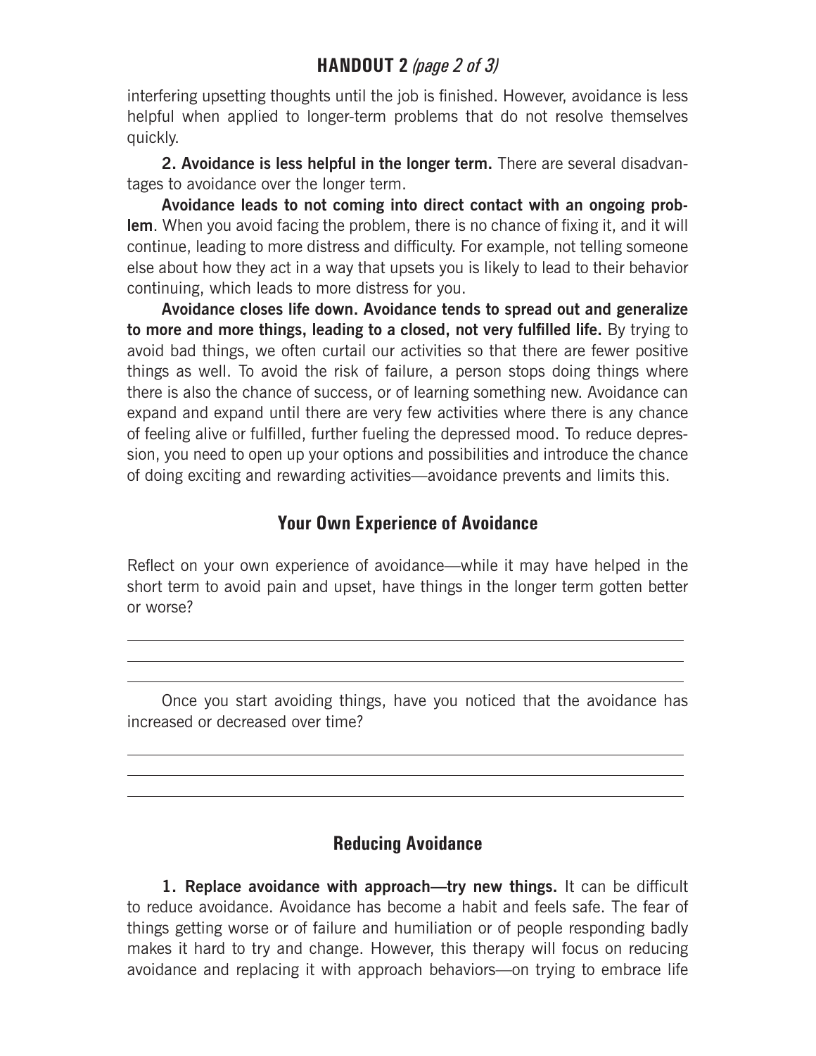interfering upsetting thoughts until the job is finished. However, avoidance is less helpful when applied to longer-term problems that do not resolve themselves quickly.

**2. Avoidance is less helpful in the longer term.** There are several disadvantages to avoidance over the longer term.

**Avoidance leads to not coming into direct contact with an ongoing problem**. When you avoid facing the problem, there is no chance of fixing it, and it will continue, leading to more distress and difficulty. For example, not telling someone else about how they act in a way that upsets you is likely to lead to their behavior continuing, which leads to more distress for you.

**Avoidance closes life down. Avoidance tends to spread out and generalize to more and more things, leading to a closed, not very fulfilled life.** By trying to avoid bad things, we often curtail our activities so that there are fewer positive things as well. To avoid the risk of failure, a person stops doing things where there is also the chance of success, or of learning something new. Avoidance can expand and expand until there are very few activities where there is any chance of feeling alive or fulfilled, further fueling the depressed mood. To reduce depression, you need to open up your options and possibilities and introduce the chance of doing exciting and rewarding activities—avoidance prevents and limits this.

## Your Own Experience of Avoidance

Reflect on your own experience of avoidance—while it may have helped in the short term to avoid pain and upset, have things in the longer term gotten better or worse?

\_\_\_\_\_\_\_\_\_\_\_\_\_\_\_\_\_\_\_\_\_\_\_\_\_\_\_\_\_\_\_\_\_\_\_\_\_\_\_\_\_\_\_\_\_\_\_\_\_\_\_\_\_\_\_\_\_\_\_\_

\_\_\_\_\_\_\_\_\_\_\_\_\_\_\_\_\_\_\_\_\_\_\_\_\_\_\_\_\_\_\_\_\_\_\_\_\_\_\_\_\_\_\_\_\_\_\_\_\_\_\_\_\_\_\_\_\_\_\_\_

\_\_\_\_\_\_\_\_\_\_\_\_\_\_\_\_\_\_\_\_\_\_\_\_\_\_\_\_\_\_\_\_\_\_\_\_\_\_\_\_\_\_\_\_\_\_\_\_\_\_\_\_\_\_\_\_\_\_\_\_

Once you start avoiding things, have you noticed that the avoidance has increased or decreased over time?

\_\_\_\_\_\_\_\_\_\_\_\_\_\_\_\_\_\_\_\_\_\_\_\_\_\_\_\_\_\_\_\_\_\_\_\_\_\_\_\_\_\_\_\_\_\_\_\_\_\_\_\_\_\_\_\_\_\_\_\_

\_\_\_\_\_\_\_\_\_\_\_\_\_\_\_\_\_\_\_\_\_\_\_\_\_\_\_\_\_\_\_\_\_\_\_\_\_\_\_\_\_\_\_\_\_\_\_\_\_\_\_\_\_\_\_\_\_\_\_\_

\_\_\_\_\_\_\_\_\_\_\_\_\_\_\_\_\_\_\_\_\_\_\_\_\_\_\_\_\_\_\_\_\_\_\_\_\_\_\_\_\_\_\_\_\_\_\_\_\_\_\_\_\_\_\_\_\_\_\_\_

## Reducing Avoidance

**1. Replace avoidance with approach—try new things.** It can be difficult to reduce avoidance. Avoidance has become a habit and feels safe. The fear of things getting worse or of failure and humiliation or of people responding badly makes it hard to try and change. However, this therapy will focus on reducing avoidance and replacing it with approach behaviors—on trying to embrace life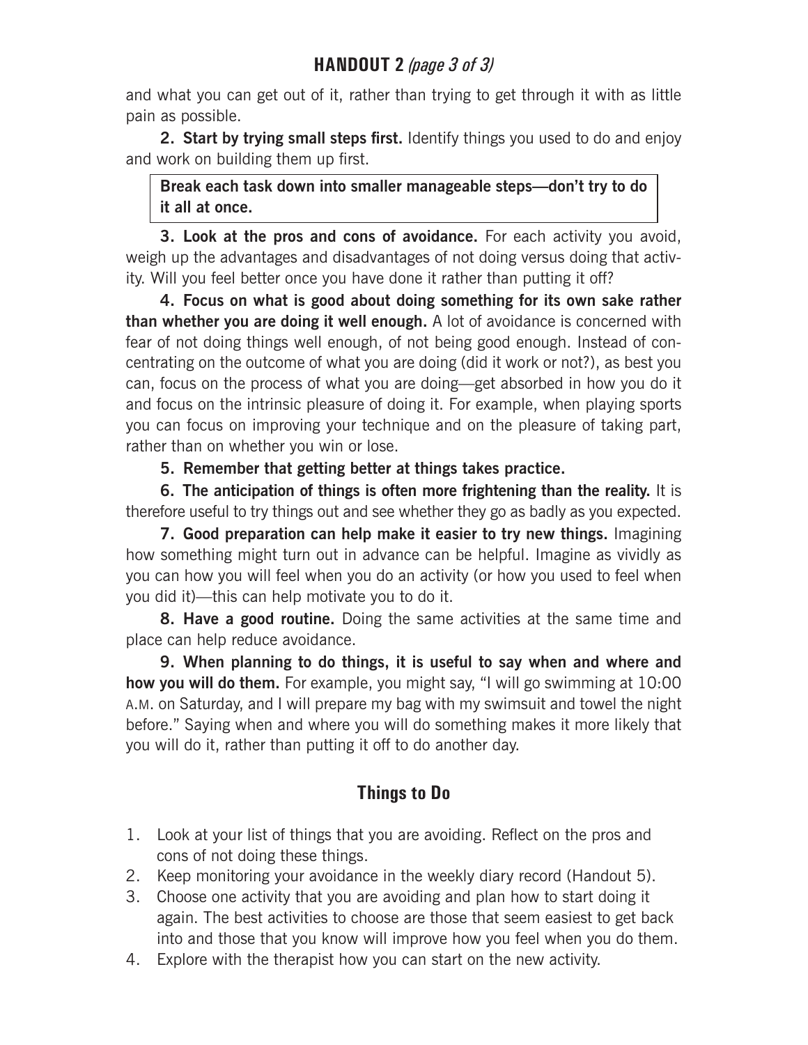and what you can get out of it, rather than trying to get through it with as little pain as possible.

**2. Start by trying small steps first.** Identify things you used to do and enjoy and work on building them up first.

**Break each task down into smaller manageable steps—don't try to do it all at once.**

**3. Look at the pros and cons of avoidance.** For each activity you avoid, weigh up the advantages and disadvantages of not doing versus doing that activity. Will you feel better once you have done it rather than putting it off?

**4. Focus on what is good about doing something for its own sake rather than whether you are doing it well enough.** A lot of avoidance is concerned with fear of not doing things well enough, of not being good enough. Instead of concentrating on the outcome of what you are doing (did it work or not?), as best you can, focus on the process of what you are doing—get absorbed in how you do it and focus on the intrinsic pleasure of doing it. For example, when playing sports you can focus on improving your technique and on the pleasure of taking part, rather than on whether you win or lose.

**5. Remember that getting better at things takes practice.**

**6. The anticipation of things is often more frightening than the reality.** It is therefore useful to try things out and see whether they go as badly as you expected.

**7. Good preparation can help make it easier to try new things.** Imagining how something might turn out in advance can be helpful. Imagine as vividly as you can how you will feel when you do an activity (or how you used to feel when you did it)—this can help motivate you to do it.

**8. Have a good routine.** Doing the same activities at the same time and place can help reduce avoidance.

**9. When planning to do things, it is useful to say when and where and how you will do them.** For example, you might say, "I will go swimming at 10:00 A.M. on Saturday, and I will prepare my bag with my swimsuit and towel the night before." Saying when and where you will do something makes it more likely that you will do it, rather than putting it off to do another day.

## Things to Do

1. Look at your list of things that you are avoiding. Reflect on the pros and cons of not doing these things.
2. Keep monitoring your avoidance in the weekly diary record (Handout 5).
3. Choose one activity that you are avoiding and plan how to start doing it again. The best activities to choose are those that seem easiest to get back into and those that you know will improve how you feel when you do them.
4. Explore with the therapist how you can start on the new activity.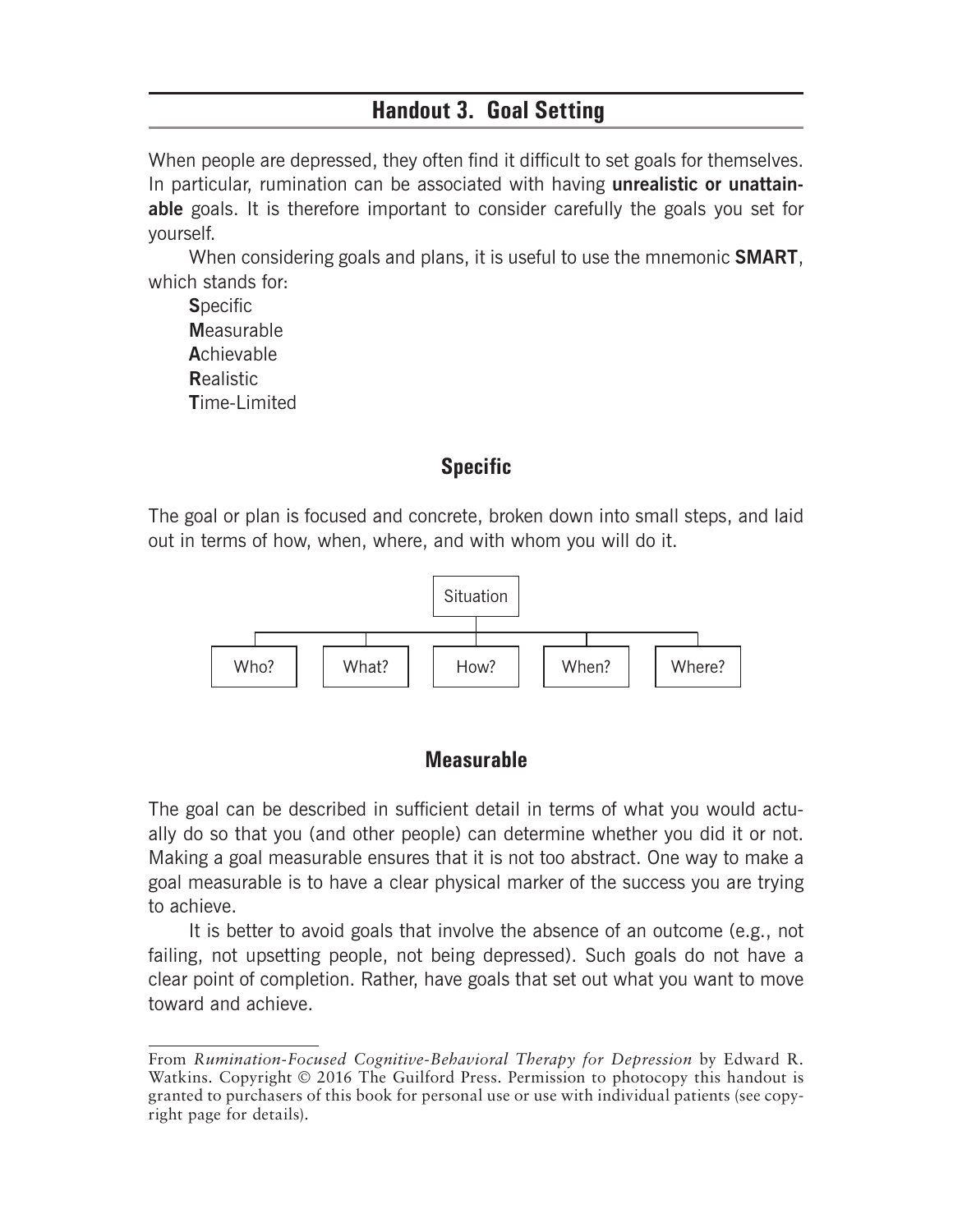## Handout 3. Goal Setting

When people are depressed, they often find it difficult to set goals for themselves. In particular, rumination can be associated with having **unrealistic or unattainable** goals. It is therefore important to consider carefully the goals you set for yourself.

When considering goals and plans, it is useful to use the mnemonic **SMART**, which stands for:

**S**pecific
**M**easurable
**A**chievable
**R**ealistic
**T**ime-Limited

### Specific

The goal or plan is focused and concrete, broken down into small steps, and laid out in terms of how, when, where, and with whom you will do it.

Situation

Who? | What? | How? | When? | Where?

### Measurable

The goal can be described in sufficient detail in terms of what you would actually do so that you (and other people) can determine whether you did it or not. Making a goal measurable ensures that it is not too abstract. One way to make a goal measurable is to have a clear physical marker of the success you are trying to achieve.

It is better to avoid goals that involve the absence of an outcome (e.g., not failing, not upsetting people, not being depressed). Such goals do not have a clear point of completion. Rather, have goals that set out what you want to move toward and achieve.

From *Rumination-Focused Cognitive-Behavioral Therapy for Depression* by Edward R. Watkins. Copyright © 2016 The Guilford Press. Permission to photocopy this handout is granted to purchasers of this book for personal use or use with individual patients (see copyright page for details).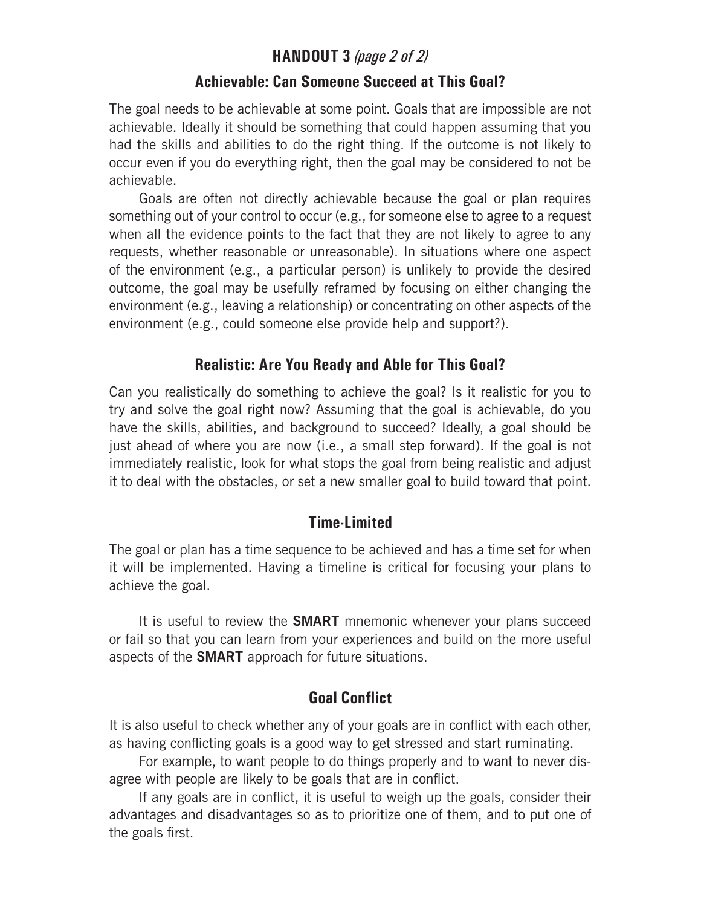## HANDOUT 3 *(page 2 of 2)*

### Achievable: Can Someone Succeed at This Goal?

The goal needs to be achievable at some point. Goals that are impossible are not achievable. Ideally it should be something that could happen assuming that you had the skills and abilities to do the right thing. If the outcome is not likely to occur even if you do everything right, then the goal may be considered to not be achievable.

Goals are often not directly achievable because the goal or plan requires something out of your control to occur (e.g., for someone else to agree to a request when all the evidence points to the fact that they are not likely to agree to any requests, whether reasonable or unreasonable). In situations where one aspect of the environment (e.g., a particular person) is unlikely to provide the desired outcome, the goal may be usefully reframed by focusing on either changing the environment (e.g., leaving a relationship) or concentrating on other aspects of the environment (e.g., could someone else provide help and support?).

### Realistic: Are You Ready and Able for This Goal?

Can you realistically do something to achieve the goal? Is it realistic for you to try and solve the goal right now? Assuming that the goal is achievable, do you have the skills, abilities, and background to succeed? Ideally, a goal should be just ahead of where you are now (i.e., a small step forward). If the goal is not immediately realistic, look for what stops the goal from being realistic and adjust it to deal with the obstacles, or set a new smaller goal to build toward that point.

### Time-Limited

The goal or plan has a time sequence to be achieved and has a time set for when it will be implemented. Having a timeline is critical for focusing your plans to achieve the goal.

It is useful to review the **SMART** mnemonic whenever your plans succeed or fail so that you can learn from your experiences and build on the more useful aspects of the **SMART** approach for future situations.

### Goal Conflict

It is also useful to check whether any of your goals are in conflict with each other, as having conflicting goals is a good way to get stressed and start ruminating.

For example, to want people to do things properly and to want to never disagree with people are likely to be goals that are in conflict.

If any goals are in conflict, it is useful to weigh up the goals, consider their advantages and disadvantages so as to prioritize one of them, and to put one of the goals first.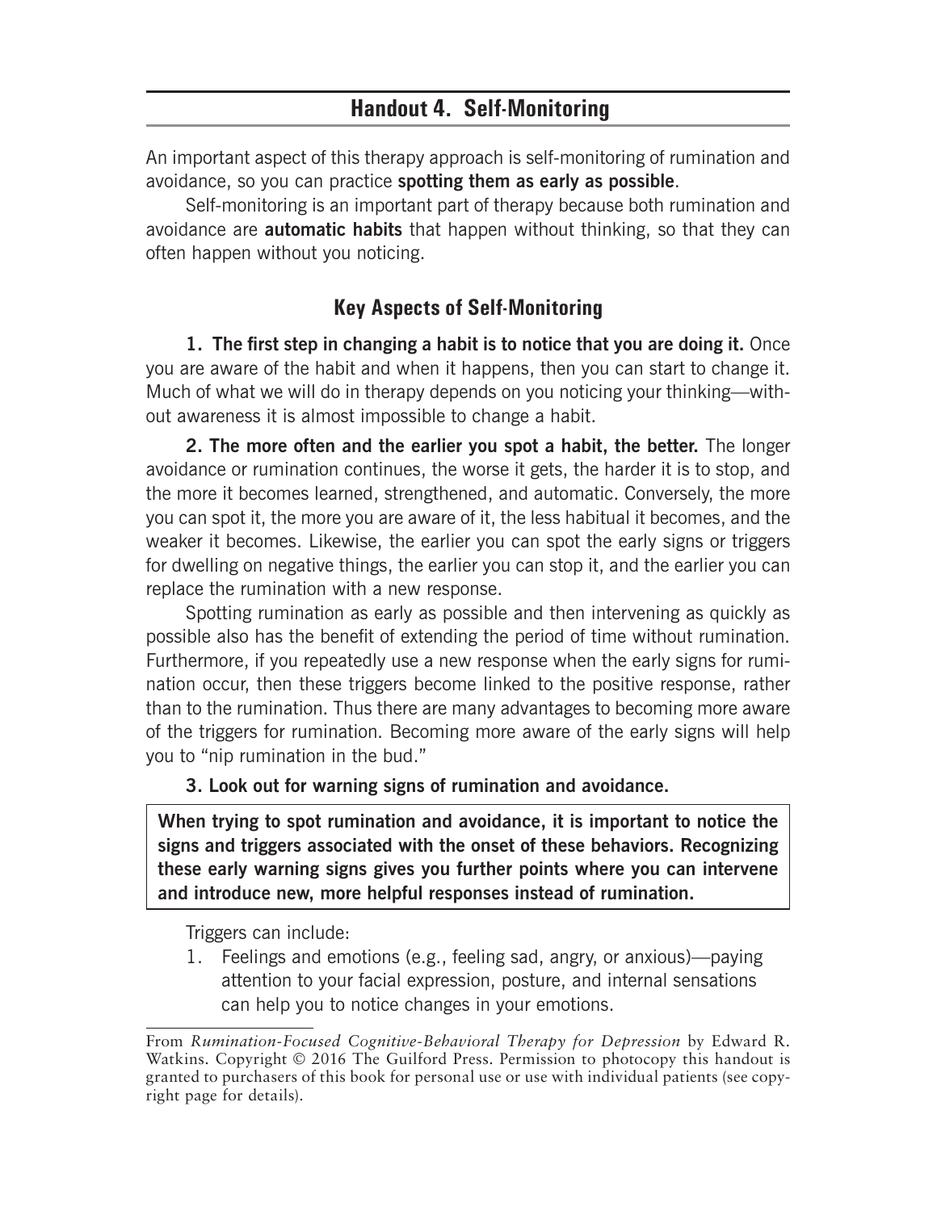## Handout 4. Self-Monitoring

An important aspect of this therapy approach is self-monitoring of rumination and avoidance, so you can practice **spotting them as early as possible**.

Self-monitoring is an important part of therapy because both rumination and avoidance are **automatic habits** that happen without thinking, so that they can often happen without you noticing.

### Key Aspects of Self-Monitoring

**1. The first step in changing a habit is to notice that you are doing it.** Once you are aware of the habit and when it happens, then you can start to change it. Much of what we will do in therapy depends on you noticing your thinking—without awareness it is almost impossible to change a habit.

**2. The more often and the earlier you spot a habit, the better.** The longer avoidance or rumination continues, the worse it gets, the harder it is to stop, and the more it becomes learned, strengthened, and automatic. Conversely, the more you can spot it, the more you are aware of it, the less habitual it becomes, and the weaker it becomes. Likewise, the earlier you can spot the early signs or triggers for dwelling on negative things, the earlier you can stop it, and the earlier you can replace the rumination with a new response.

Spotting rumination as early as possible and then intervening as quickly as possible also has the benefit of extending the period of time without rumination. Furthermore, if you repeatedly use a new response when the early signs for rumination occur, then these triggers become linked to the positive response, rather than to the rumination. Thus there are many advantages to becoming more aware of the triggers for rumination. Becoming more aware of the early signs will help you to "nip rumination in the bud."

**3. Look out for warning signs of rumination and avoidance.**

**When trying to spot rumination and avoidance, it is important to notice the signs and triggers associated with the onset of these behaviors. Recognizing these early warning signs gives you further points where you can intervene and introduce new, more helpful responses instead of rumination.**

Triggers can include:

1. Feelings and emotions (e.g., feeling sad, angry, or anxious)—paying attention to your facial expression, posture, and internal sensations can help you to notice changes in your emotions.

From *Rumination-Focused Cognitive-Behavioral Therapy for Depression* by Edward R. Watkins. Copyright © 2016 The Guilford Press. Permission to photocopy this handout is granted to purchasers of this book for personal use or use with individual patients (see copyright page for details).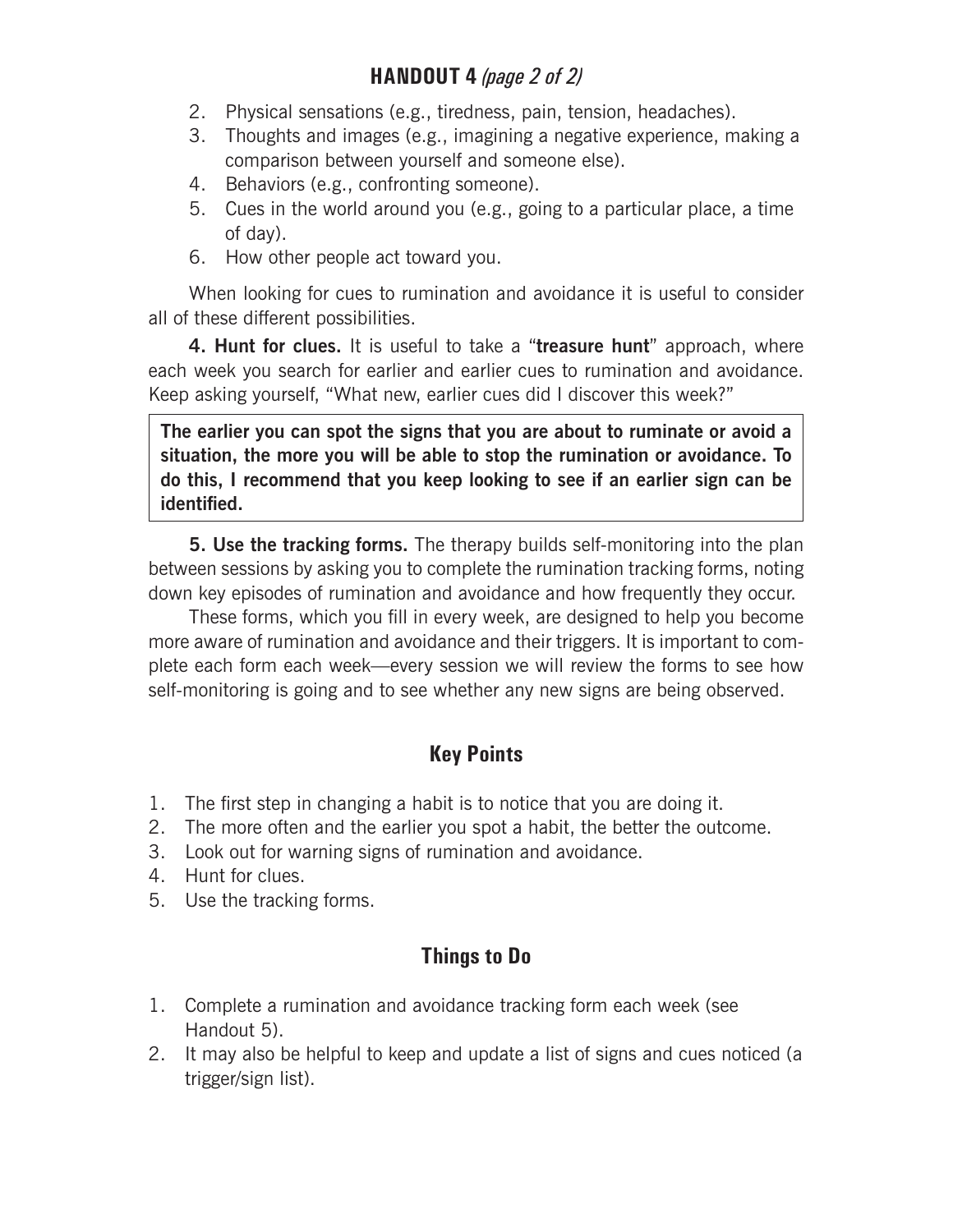## HANDOUT 4 *(page 2 of 2)*

2. Physical sensations (e.g., tiredness, pain, tension, headaches).
3. Thoughts and images (e.g., imagining a negative experience, making a comparison between yourself and someone else).
4. Behaviors (e.g., confronting someone).
5. Cues in the world around you (e.g., going to a particular place, a time of day).
6. How other people act toward you.

When looking for cues to rumination and avoidance it is useful to consider all of these different possibilities.

**4. Hunt for clues.** It is useful to take a "**treasure hunt**" approach, where each week you search for earlier and earlier cues to rumination and avoidance. Keep asking yourself, "What new, earlier cues did I discover this week?"

> **The earlier you can spot the signs that you are about to ruminate or avoid a situation, the more you will be able to stop the rumination or avoidance. To do this, I recommend that you keep looking to see if an earlier sign can be identified.**

**5. Use the tracking forms.** The therapy builds self-monitoring into the plan between sessions by asking you to complete the rumination tracking forms, noting down key episodes of rumination and avoidance and how frequently they occur.

These forms, which you fill in every week, are designed to help you become more aware of rumination and avoidance and their triggers. It is important to complete each form each week—every session we will review the forms to see how self-monitoring is going and to see whether any new signs are being observed.

### Key Points

1. The first step in changing a habit is to notice that you are doing it.
2. The more often and the earlier you spot a habit, the better the outcome.
3. Look out for warning signs of rumination and avoidance.
4. Hunt for clues.
5. Use the tracking forms.

### Things to Do

1. Complete a rumination and avoidance tracking form each week (see Handout 5).
2. It may also be helpful to keep and update a list of signs and cues noticed (a trigger/sign list).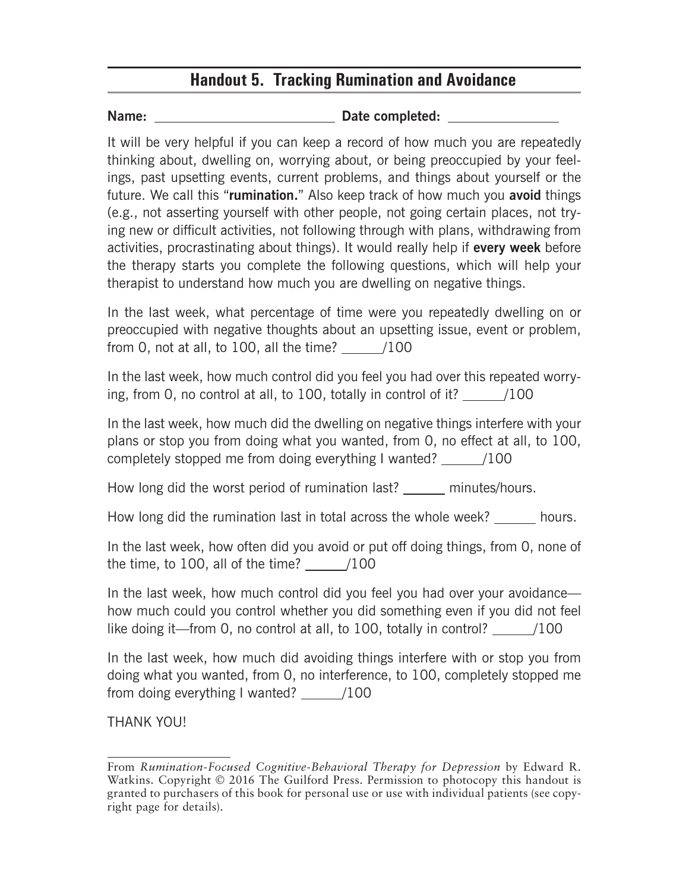## Handout 5. Tracking Rumination and Avoidance

**Name:** ________________________ **Date completed:** ______________

It will be very helpful if you can keep a record of how much you are repeatedly thinking about, dwelling on, worrying about, or being preoccupied by your feelings, past upsetting events, current problems, and things about yourself or the future. We call this "**rumination.**" Also keep track of how much you **avoid** things (e.g., not asserting yourself with other people, not going certain places, not trying new or difficult activities, not following through with plans, withdrawing from activities, procrastinating about things). It would really help if **every week** before the therapy starts you complete the following questions, which will help your therapist to understand how much you are dwelling on negative things.

In the last week, what percentage of time were you repeatedly dwelling on or preoccupied with negative thoughts about an upsetting issue, event or problem, from 0, not at all, to 100, all the time? ______/100

In the last week, how much control did you feel you had over this repeated worrying, from 0, no control at all, to 100, totally in control of it? ______/100

In the last week, how much did the dwelling on negative things interfere with your plans or stop you from doing what you wanted, from 0, no effect at all, to 100, completely stopped me from doing everything I wanted? ______/100

How long did the worst period of rumination last? ______ minutes/hours.

How long did the rumination last in total across the whole week? ______ hours.

In the last week, how often did you avoid or put off doing things, from 0, none of the time, to 100, all of the time? ______/100

In the last week, how much control did you feel you had over your avoidance—how much could you control whether you did something even if you did not feel like doing it—from 0, no control at all, to 100, totally in control? ______/100

In the last week, how much did avoiding things interfere with or stop you from doing what you wanted, from 0, no interference, to 100, completely stopped me from doing everything I wanted? ______/100

THANK YOU!

---

From *Rumination-Focused Cognitive-Behavioral Therapy for Depression* by Edward R. Watkins. Copyright © 2016 The Guilford Press. Permission to photocopy this handout is granted to purchasers of this book for personal use or use with individual patients (see copyright page for details).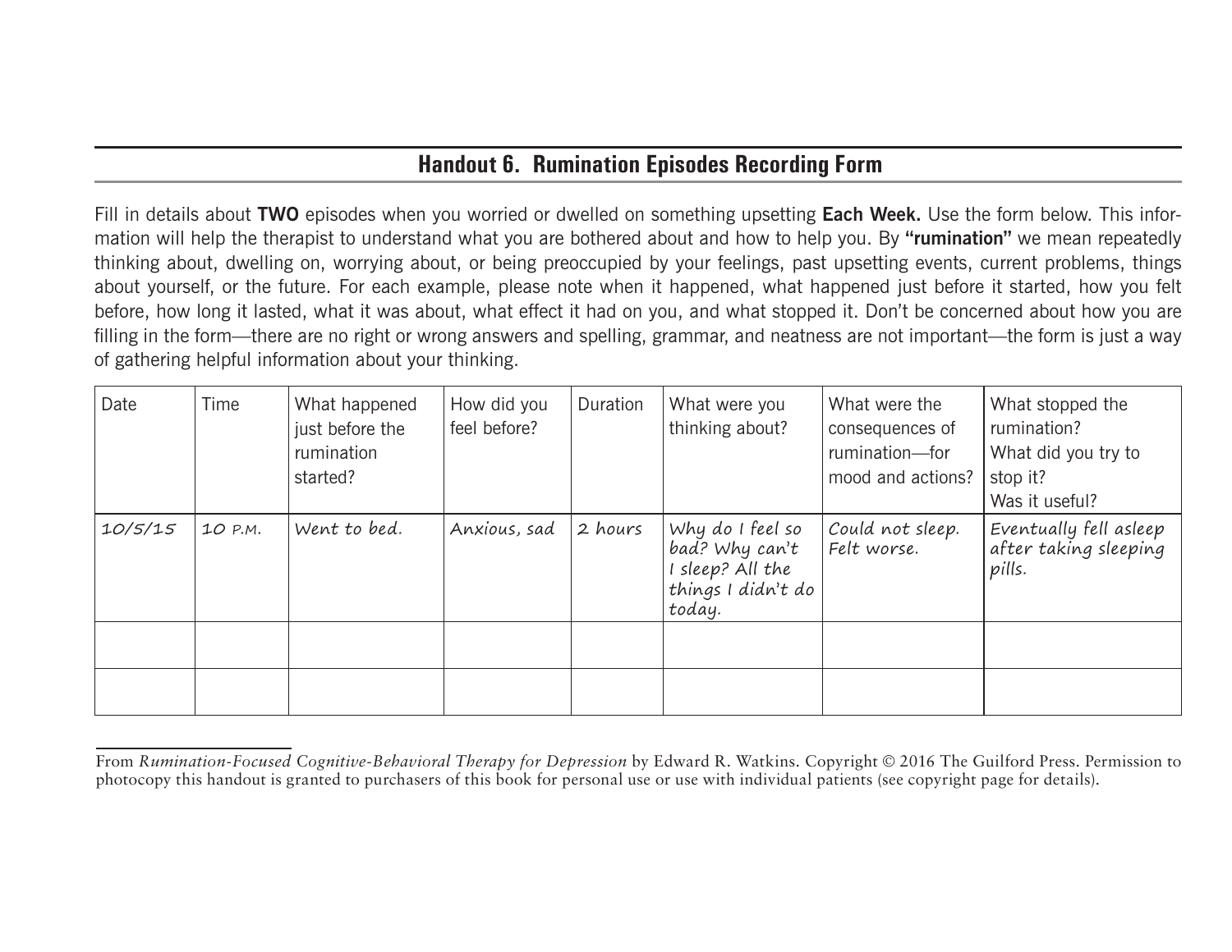## Handout 6. Rumination Episodes Recording Form

Fill in details about **TWO** episodes when you worried or dwelled on something upsetting **Each Week.** Use the form below. This information will help the therapist to understand what you are bothered about and how to help you. By **"rumination"** we mean repeatedly thinking about, dwelling on, worrying about, or being preoccupied by your feelings, past upsetting events, current problems, things about yourself, or the future. For each example, please note when it happened, what happened just before it started, how you felt before, how long it lasted, what it was about, what effect it had on you, and what stopped it. Don't be concerned about how you are filling in the form—there are no right or wrong answers and spelling, grammar, and neatness are not important—the form is just a way of gathering helpful information about your thinking.

| Date | Time | What happened just before the rumination started? | How did you feel before? | Duration | What were you thinking about? | What were the consequences of rumination—for mood and actions? | What stopped the rumination? What did you try to stop it? Was it useful? |
|---|---|---|---|---|---|---|---|
| 10/5/15 | 10 P.M. | Went to bed. | Anxious, sad | 2 hours | Why do I feel so bad? Why can't I sleep? All the things I didn't do today. | Could not sleep. Felt worse. | Eventually fell asleep after taking sleeping pills. |
| | | | | | | | |
| | | | | | | | |

From *Rumination-Focused Cognitive-Behavioral Therapy for Depression* by Edward R. Watkins. Copyright © 2016 The Guilford Press. Permission to photocopy this handout is granted to purchasers of this book for personal use or use with individual patients (see copyright page for details).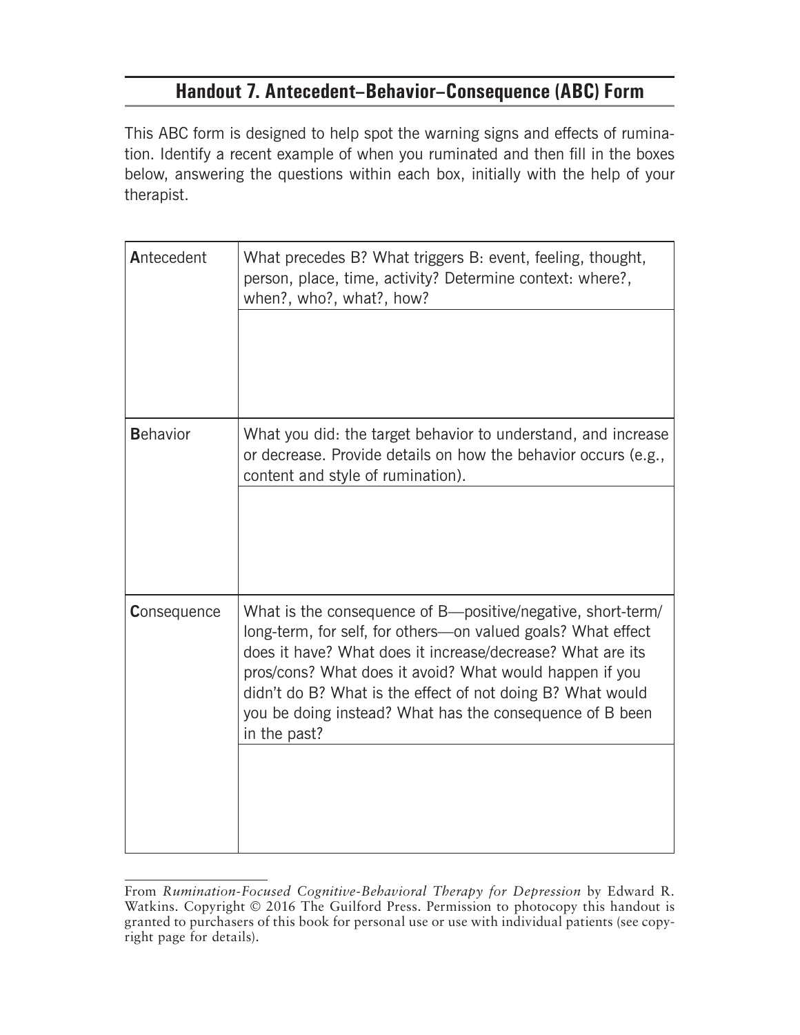## Handout 7. Antecedent–Behavior–Consequence (ABC) Form

This ABC form is designed to help spot the warning signs and effects of rumination. Identify a recent example of when you ruminated and then fill in the boxes below, answering the questions within each box, initially with the help of your therapist.

| | |
|---|---|
| **A**ntecedent | What precedes B? What triggers B: event, feeling, thought, person, place, time, activity? Determine context: where?, when?, who?, what?, how? |
| | |
| **B**ehavior | What you did: the target behavior to understand, and increase or decrease. Provide details on how the behavior occurs (e.g., content and style of rumination). |
| | |
| **C**onsequence | What is the consequence of B—positive/negative, short-term/long-term, for self, for others—on valued goals? What effect does it have? What does it increase/decrease? What are its pros/cons? What does it avoid? What would happen if you didn't do B? What is the effect of not doing B? What would you be doing instead? What has the consequence of B been in the past? |
| | |

From *Rumination-Focused Cognitive-Behavioral Therapy for Depression* by Edward R. Watkins. Copyright © 2016 The Guilford Press. Permission to photocopy this handout is granted to purchasers of this book for personal use or use with individual patients (see copyright page for details).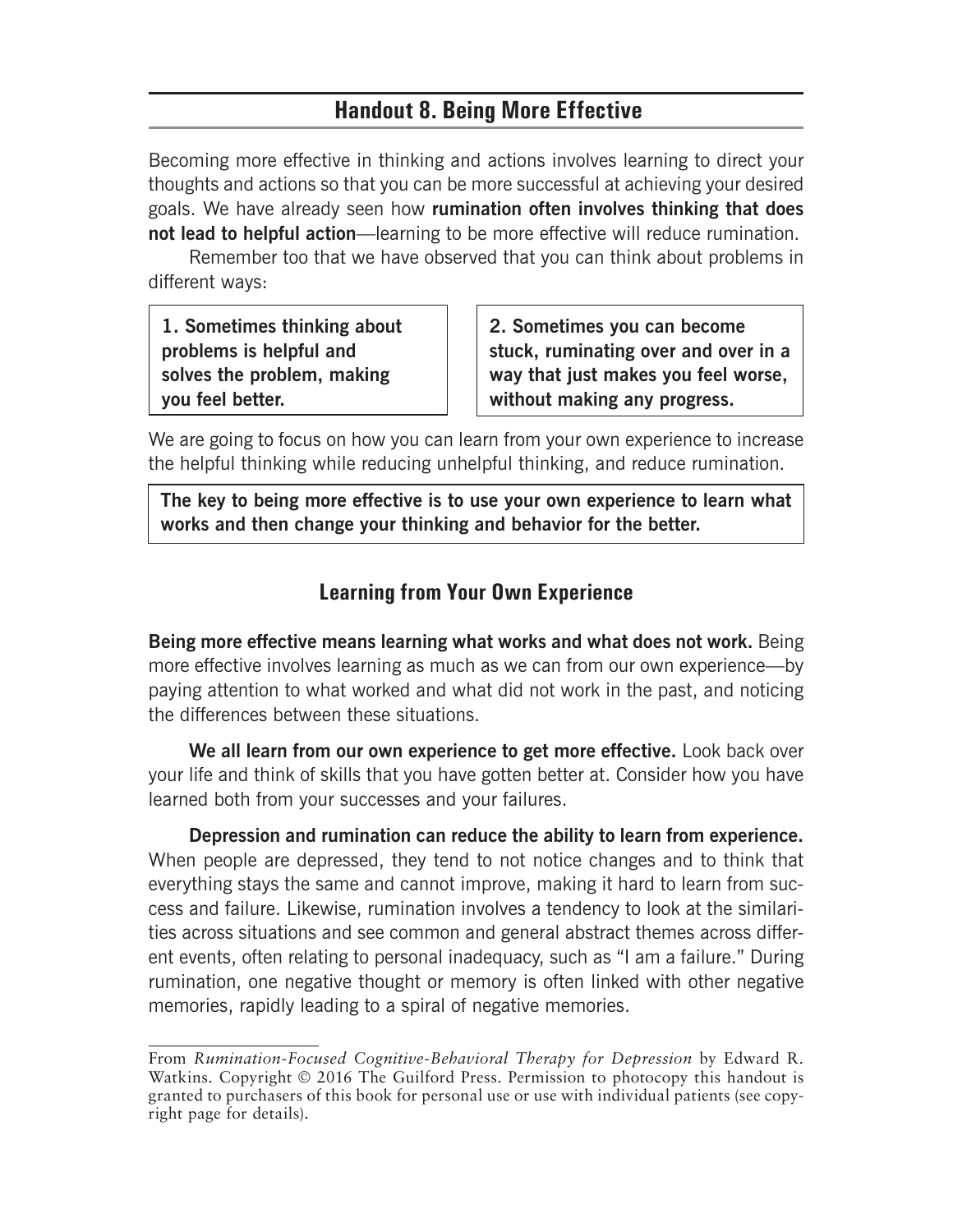## Handout 8. Being More Effective

Becoming more effective in thinking and actions involves learning to direct your thoughts and actions so that you can be more successful at achieving your desired goals. We have already seen how **rumination often involves thinking that does not lead to helpful action**—learning to be more effective will reduce rumination.

Remember too that we have observed that you can think about problems in different ways:

**1. Sometimes thinking about problems is helpful and solves the problem, making you feel better.**

**2. Sometimes you can become stuck, ruminating over and over in a way that just makes you feel worse, without making any progress.**

We are going to focus on how you can learn from your own experience to increase the helpful thinking while reducing unhelpful thinking, and reduce rumination.

**The key to being more effective is to use your own experience to learn what works and then change your thinking and behavior for the better.**

### Learning from Your Own Experience

**Being more effective means learning what works and what does not work.** Being more effective involves learning as much as we can from our own experience—by paying attention to what worked and what did not work in the past, and noticing the differences between these situations.

**We all learn from our own experience to get more effective.** Look back over your life and think of skills that you have gotten better at. Consider how you have learned both from your successes and your failures.

**Depression and rumination can reduce the ability to learn from experience.** When people are depressed, they tend to not notice changes and to think that everything stays the same and cannot improve, making it hard to learn from success and failure. Likewise, rumination involves a tendency to look at the similarities across situations and see common and general abstract themes across different events, often relating to personal inadequacy, such as "I am a failure." During rumination, one negative thought or memory is often linked with other negative memories, rapidly leading to a spiral of negative memories.

---

From *Rumination-Focused Cognitive-Behavioral Therapy for Depression* by Edward R. Watkins. Copyright © 2016 The Guilford Press. Permission to photocopy this handout is granted to purchasers of this book for personal use or use with individual patients (see copyright page for details).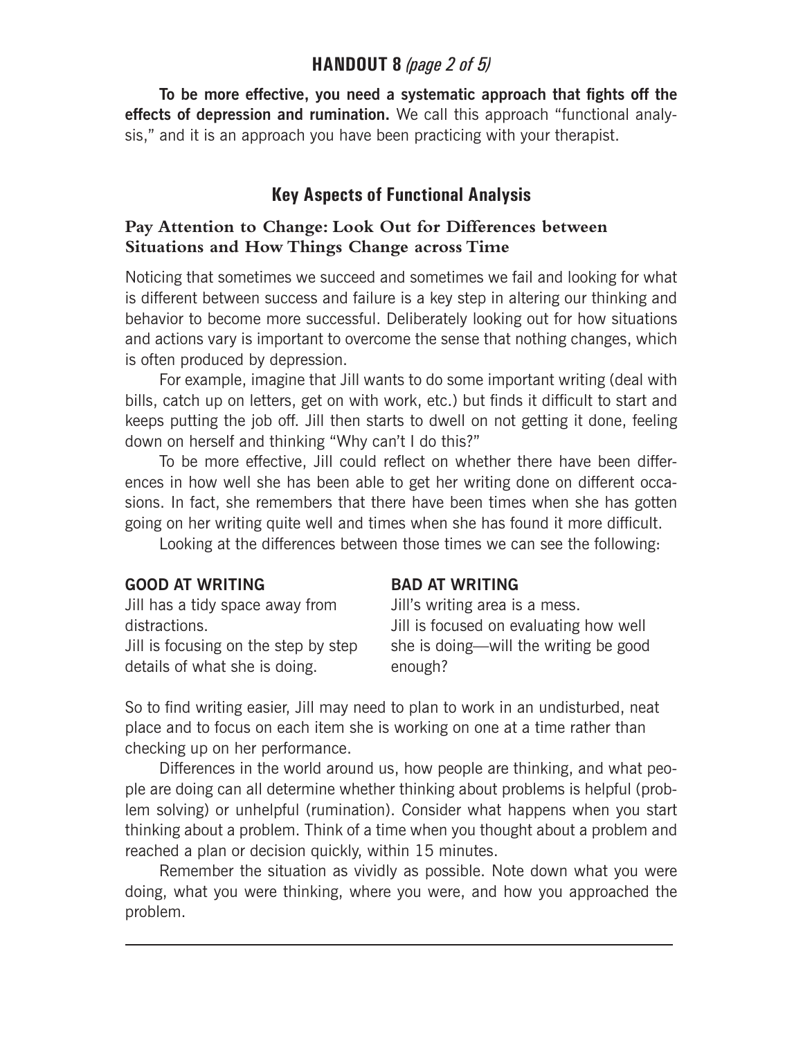**To be more effective, you need a systematic approach that fights off the effects of depression and rumination.** We call this approach "functional analysis," and it is an approach you have been practicing with your therapist.

## Key Aspects of Functional Analysis

### Pay Attention to Change: Look Out for Differences between Situations and How Things Change across Time

Noticing that sometimes we succeed and sometimes we fail and looking for what is different between success and failure is a key step in altering our thinking and behavior to become more successful. Deliberately looking out for how situations and actions vary is important to overcome the sense that nothing changes, which is often produced by depression.

For example, imagine that Jill wants to do some important writing (deal with bills, catch up on letters, get on with work, etc.) but finds it difficult to start and keeps putting the job off. Jill then starts to dwell on not getting it done, feeling down on herself and thinking "Why can't I do this?"

To be more effective, Jill could reflect on whether there have been differences in how well she has been able to get her writing done on different occasions. In fact, she remembers that there have been times when she has gotten going on her writing quite well and times when she has found it more difficult.

Looking at the differences between those times we can see the following:

| **GOOD AT WRITING** | **BAD AT WRITING** |
|---|---|
| Jill has a tidy space away from distractions. | Jill's writing area is a mess. |
| Jill is focusing on the step by step details of what she is doing. | Jill is focused on evaluating how well she is doing—will the writing be good enough? |

So to find writing easier, Jill may need to plan to work in an undisturbed, neat place and to focus on each item she is working on one at a time rather than checking up on her performance.

Differences in the world around us, how people are thinking, and what people are doing can all determine whether thinking about problems is helpful (problem solving) or unhelpful (rumination). Consider what happens when you start thinking about a problem. Think of a time when you thought about a problem and reached a plan or decision quickly, within 15 minutes.

Remember the situation as vividly as possible. Note down what you were doing, what you were thinking, where you were, and how you approached the problem.

\_\_\_\_\_\_\_\_\_\_\_\_\_\_\_\_\_\_\_\_\_\_\_\_\_\_\_\_\_\_\_\_\_\_\_\_\_\_\_\_\_\_\_\_\_\_\_\_\_\_\_\_\_\_\_\_\_\_\_\_\_\_\_\_\_\_\_\_\_\_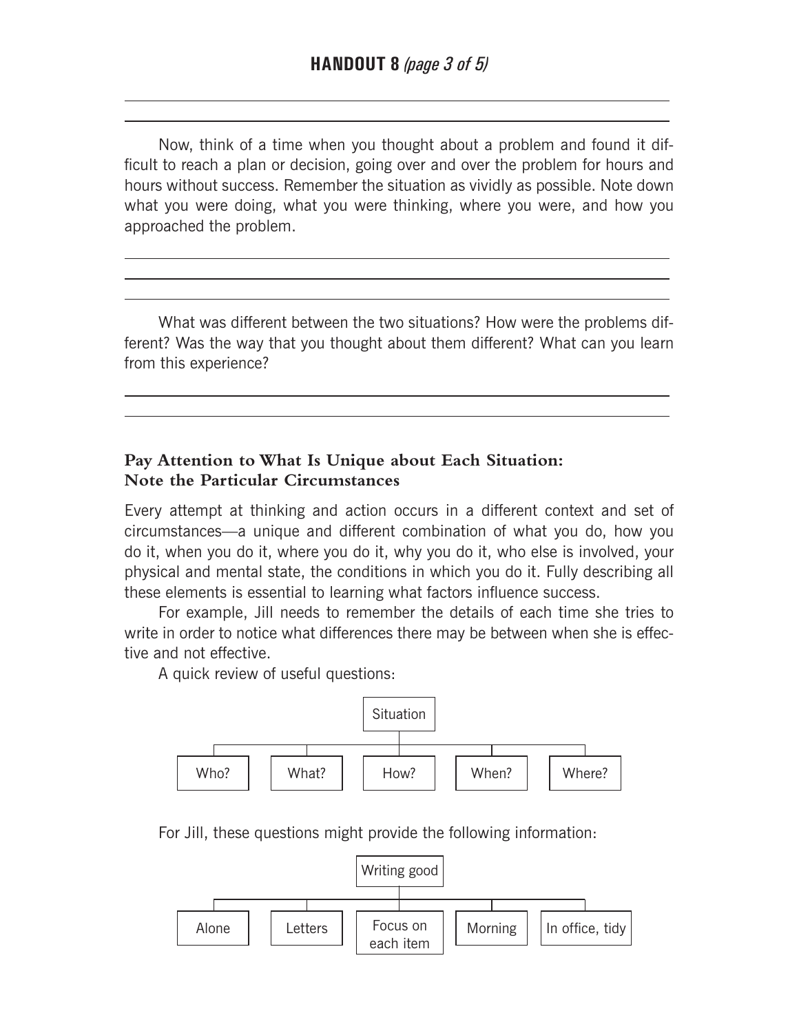Now, think of a time when you thought about a problem and found it difficult to reach a plan or decision, going over and over the problem for hours and hours without success. Remember the situation as vividly as possible. Note down what you were doing, what you were thinking, where you were, and how you approached the problem.

What was different between the two situations? How were the problems different? Was the way that you thought about them different? What can you learn from this experience?

## Pay Attention to What Is Unique about Each Situation: Note the Particular Circumstances

Every attempt at thinking and action occurs in a different context and set of circumstances—a unique and different combination of what you do, how you do it, when you do it, where you do it, why you do it, who else is involved, your physical and mental state, the conditions in which you do it. Fully describing all these elements is essential to learning what factors influence success.

For example, Jill needs to remember the details of each time she tries to write in order to notice what differences there may be between when she is effective and not effective.

A quick review of useful questions:

Situation

- Who?
- What?
- How?
- When?
- Where?

For Jill, these questions might provide the following information:

Writing good

- Alone
- Letters
- Focus on each item
- Morning
- In office, tidy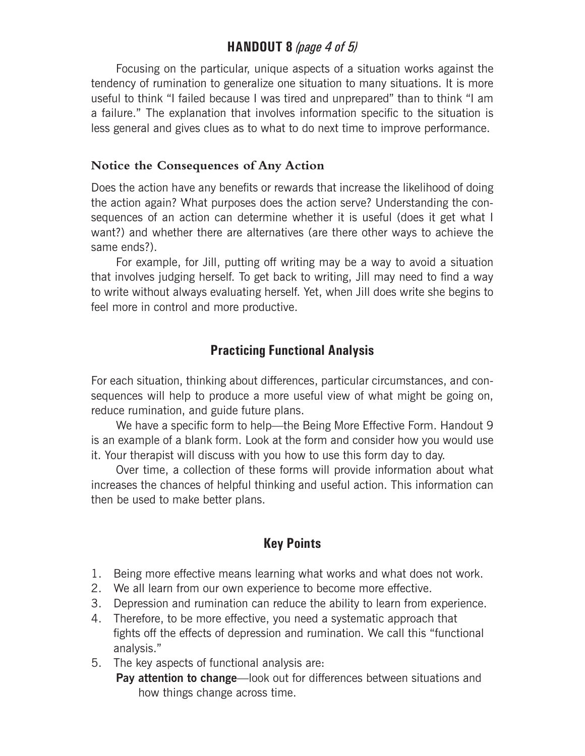Focusing on the particular, unique aspects of a situation works against the tendency of rumination to generalize one situation to many situations. It is more useful to think "I failed because I was tired and unprepared" than to think "I am a failure." The explanation that involves information specific to the situation is less general and gives clues as to what to do next time to improve performance.

### Notice the Consequences of Any Action

Does the action have any benefits or rewards that increase the likelihood of doing the action again? What purposes does the action serve? Understanding the consequences of an action can determine whether it is useful (does it get what I want?) and whether there are alternatives (are there other ways to achieve the same ends?).

For example, for Jill, putting off writing may be a way to avoid a situation that involves judging herself. To get back to writing, Jill may need to find a way to write without always evaluating herself. Yet, when Jill does write she begins to feel more in control and more productive.

## Practicing Functional Analysis

For each situation, thinking about differences, particular circumstances, and consequences will help to produce a more useful view of what might be going on, reduce rumination, and guide future plans.

We have a specific form to help—the Being More Effective Form. Handout 9 is an example of a blank form. Look at the form and consider how you would use it. Your therapist will discuss with you how to use this form day to day.

Over time, a collection of these forms will provide information about what increases the chances of helpful thinking and useful action. This information can then be used to make better plans.

## Key Points

1. Being more effective means learning what works and what does not work.
2. We all learn from our own experience to become more effective.
3. Depression and rumination can reduce the ability to learn from experience.
4. Therefore, to be more effective, you need a systematic approach that fights off the effects of depression and rumination. We call this "functional analysis."
5. The key aspects of functional analysis are:
   **Pay attention to change**—look out for differences between situations and how things change across time.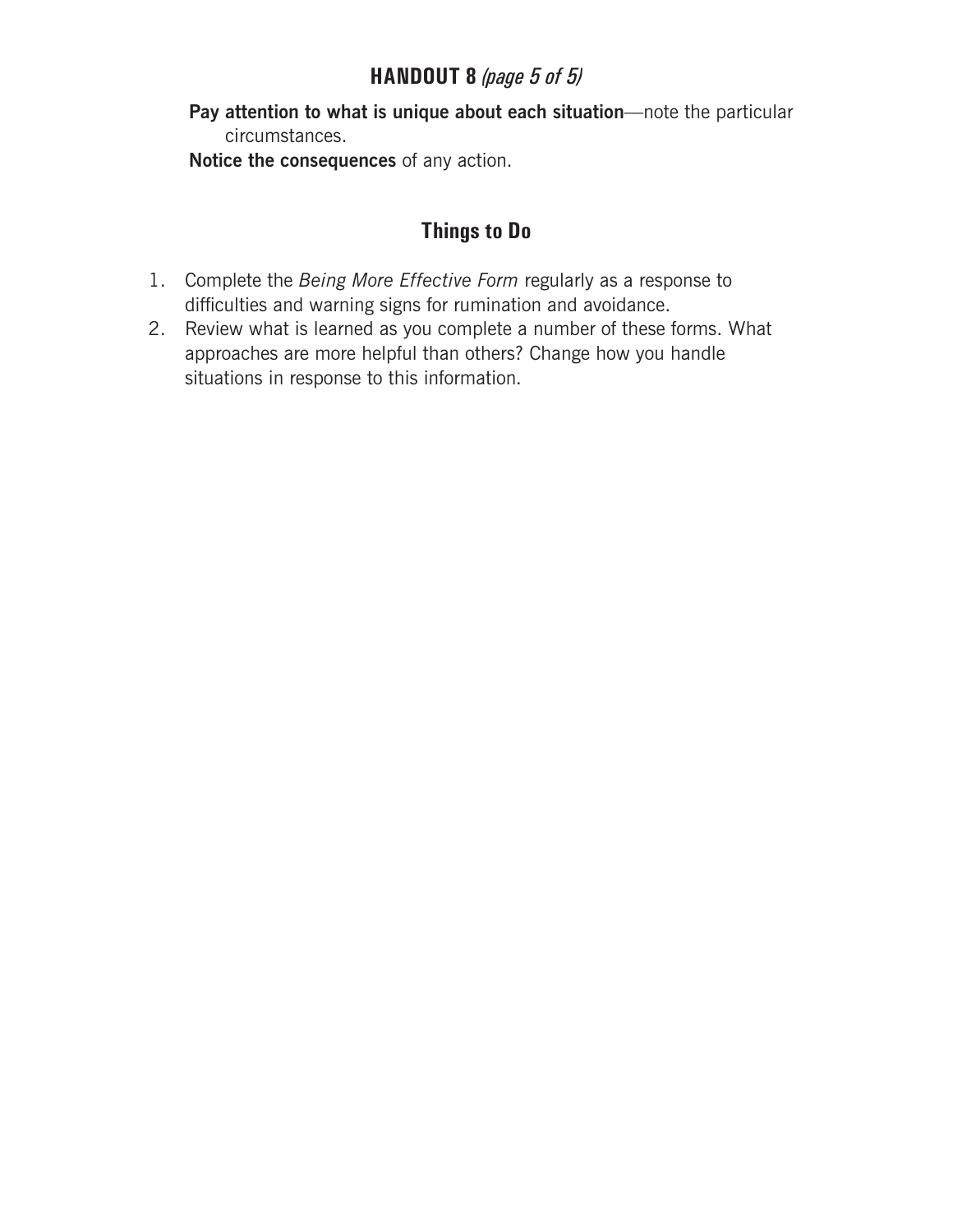**Pay attention to what is unique about each situation**—note the particular circumstances.

**Notice the consequences** of any action.

## Things to Do

1. Complete the *Being More Effective Form* regularly as a response to difficulties and warning signs for rumination and avoidance.
2. Review what is learned as you complete a number of these forms. What approaches are more helpful than others? Change how you handle situations in response to this information.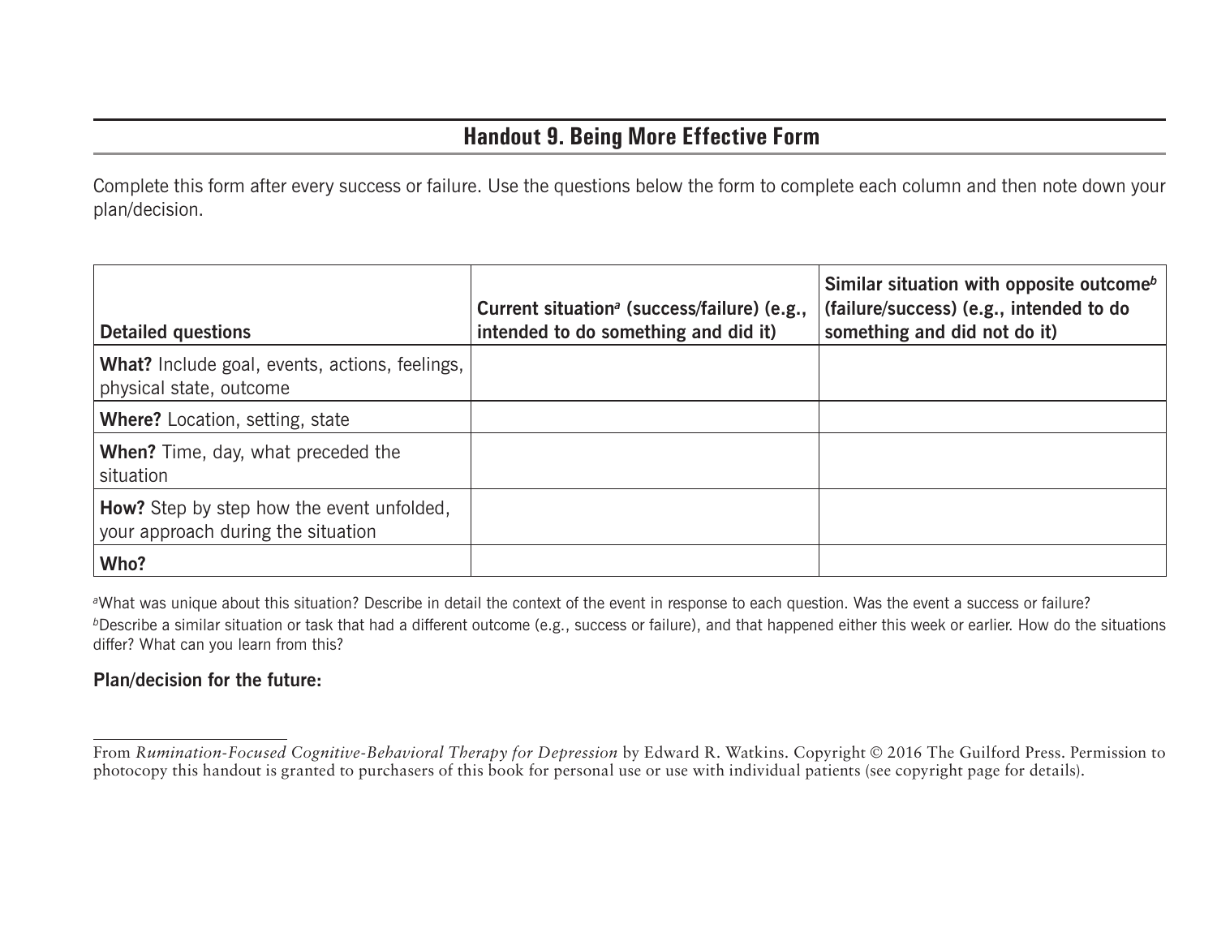## Handout 9. Being More Effective Form

Complete this form after every success or failure. Use the questions below the form to complete each column and then note down your plan/decision.

| Detailed questions | Current situation[a] (success/failure) (e.g., intended to do something and did it) | Similar situation with opposite outcome[b] (failure/success) (e.g., intended to do something and did not do it) |
|---|---|---|
| **What?** Include goal, events, actions, feelings, physical state, outcome | | |
| **Where?** Location, setting, state | | |
| **When?** Time, day, what preceded the situation | | |
| **How?** Step by step how the event unfolded, your approach during the situation | | |
| **Who?** | | |

[a]What was unique about this situation? Describe in detail the context of the event in response to each question. Was the event a success or failure?

[b]Describe a similar situation or task that had a different outcome (e.g., success or failure), and that happened either this week or earlier. How do the situations differ? What can you learn from this?

**Plan/decision for the future:**

From *Rumination-Focused Cognitive-Behavioral Therapy for Depression* by Edward R. Watkins. Copyright © 2016 The Guilford Press. Permission to photocopy this handout is granted to purchasers of this book for personal use or use with individual patients (see copyright page for details).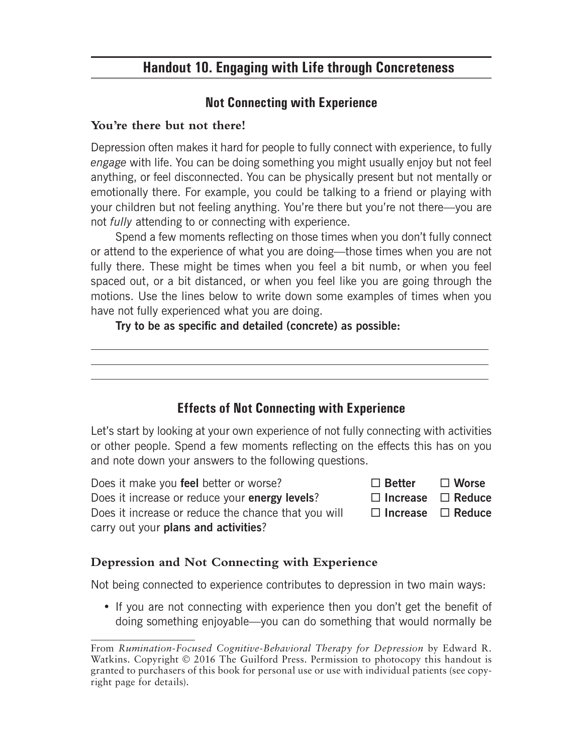## Handout 10. Engaging with Life through Concreteness

### Not Connecting with Experience

**You're there but not there!**

Depression often makes it hard for people to fully connect with experience, to fully *engage* with life. You can be doing something you might usually enjoy but not feel anything, or feel disconnected. You can be physically present but not mentally or emotionally there. For example, you could be talking to a friend or playing with your children but not feeling anything. You're there but you're not there—you are not *fully* attending to or connecting with experience.

Spend a few moments reflecting on those times when you don't fully connect or attend to the experience of what you are doing—those times when you are not fully there. These might be times when you feel a bit numb, or when you feel spaced out, or a bit distanced, or when you feel like you are going through the motions. Use the lines below to write down some examples of times when you have not fully experienced what you are doing.

**Try to be as specific and detailed (concrete) as possible:**

\_\_\_\_\_\_\_\_\_\_\_\_\_\_\_\_\_\_\_\_\_\_\_\_\_\_\_\_\_\_\_\_\_\_\_\_\_\_\_\_\_\_\_\_\_\_\_\_\_\_\_\_\_\_\_\_\_\_\_\_

\_\_\_\_\_\_\_\_\_\_\_\_\_\_\_\_\_\_\_\_\_\_\_\_\_\_\_\_\_\_\_\_\_\_\_\_\_\_\_\_\_\_\_\_\_\_\_\_\_\_\_\_\_\_\_\_\_\_\_\_

\_\_\_\_\_\_\_\_\_\_\_\_\_\_\_\_\_\_\_\_\_\_\_\_\_\_\_\_\_\_\_\_\_\_\_\_\_\_\_\_\_\_\_\_\_\_\_\_\_\_\_\_\_\_\_\_\_\_\_\_

### Effects of Not Connecting with Experience

Let's start by looking at your own experience of not fully connecting with activities or other people. Spend a few moments reflecting on the effects this has on you and note down your answers to the following questions.

| | | |
|---|---|---|
| Does it make you **feel** better or worse? | ☐ **Better** | ☐ **Worse** |
| Does it increase or reduce your **energy levels**? | ☐ **Increase** | ☐ **Reduce** |
| Does it increase or reduce the chance that you will carry out your **plans and activities**? | ☐ **Increase** | ☐ **Reduce** |

**Depression and Not Connecting with Experience**

Not being connected to experience contributes to depression in two main ways:

- If you are not connecting with experience then you don't get the benefit of doing something enjoyable—you can do something that would normally be

From *Rumination-Focused Cognitive-Behavioral Therapy for Depression* by Edward R. Watkins. Copyright © 2016 The Guilford Press. Permission to photocopy this handout is granted to purchasers of this book for personal use or use with individual patients (see copyright page for details).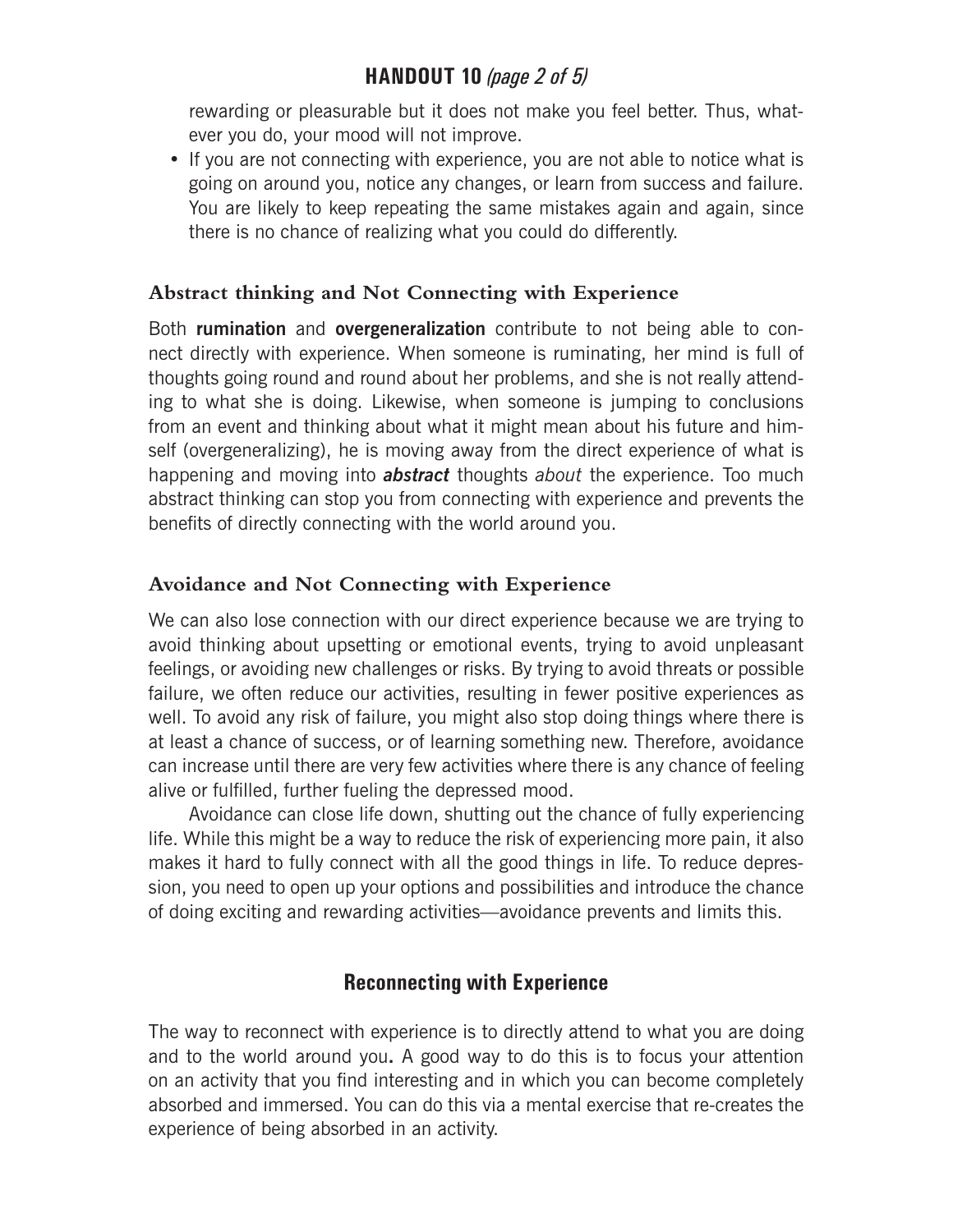rewarding or pleasurable but it does not make you feel better. Thus, whatever you do, your mood will not improve.

- If you are not connecting with experience, you are not able to notice what is going on around you, notice any changes, or learn from success and failure. You are likely to keep repeating the same mistakes again and again, since there is no chance of realizing what you could do differently.

### Abstract thinking and Not Connecting with Experience

Both **rumination** and **overgeneralization** contribute to not being able to connect directly with experience. When someone is ruminating, her mind is full of thoughts going round and round about her problems, and she is not really attending to what she is doing. Likewise, when someone is jumping to conclusions from an event and thinking about what it might mean about his future and himself (overgeneralizing), he is moving away from the direct experience of what is happening and moving into ***abstract*** thoughts *about* the experience. Too much abstract thinking can stop you from connecting with experience and prevents the benefits of directly connecting with the world around you.

### Avoidance and Not Connecting with Experience

We can also lose connection with our direct experience because we are trying to avoid thinking about upsetting or emotional events, trying to avoid unpleasant feelings, or avoiding new challenges or risks. By trying to avoid threats or possible failure, we often reduce our activities, resulting in fewer positive experiences as well. To avoid any risk of failure, you might also stop doing things where there is at least a chance of success, or of learning something new. Therefore, avoidance can increase until there are very few activities where there is any chance of feeling alive or fulfilled, further fueling the depressed mood.

Avoidance can close life down, shutting out the chance of fully experiencing life. While this might be a way to reduce the risk of experiencing more pain, it also makes it hard to fully connect with all the good things in life. To reduce depression, you need to open up your options and possibilities and introduce the chance of doing exciting and rewarding activities—avoidance prevents and limits this.

## Reconnecting with Experience

The way to reconnect with experience is to directly attend to what you are doing and to the world around you**.** A good way to do this is to focus your attention on an activity that you find interesting and in which you can become completely absorbed and immersed. You can do this via a mental exercise that re-creates the experience of being absorbed in an activity.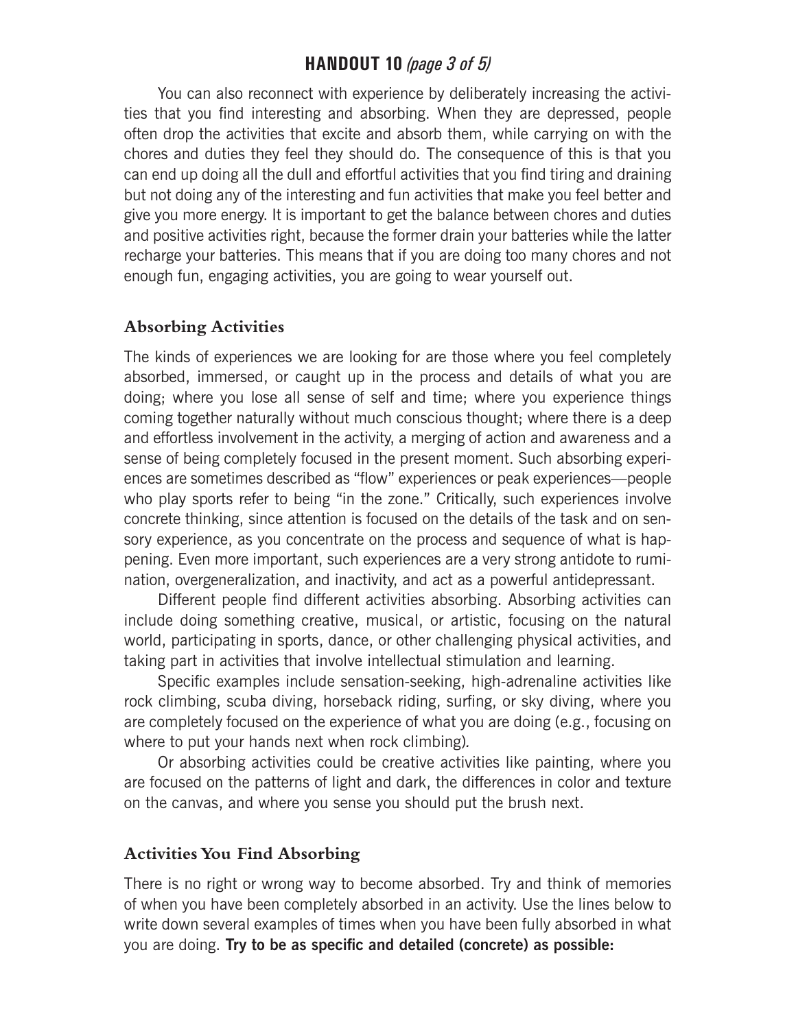You can also reconnect with experience by deliberately increasing the activities that you find interesting and absorbing. When they are depressed, people often drop the activities that excite and absorb them, while carrying on with the chores and duties they feel they should do. The consequence of this is that you can end up doing all the dull and effortful activities that you find tiring and draining but not doing any of the interesting and fun activities that make you feel better and give you more energy. It is important to get the balance between chores and duties and positive activities right, because the former drain your batteries while the latter recharge your batteries. This means that if you are doing too many chores and not enough fun, engaging activities, you are going to wear yourself out.

## Absorbing Activities

The kinds of experiences we are looking for are those where you feel completely absorbed, immersed, or caught up in the process and details of what you are doing; where you lose all sense of self and time; where you experience things coming together naturally without much conscious thought; where there is a deep and effortless involvement in the activity, a merging of action and awareness and a sense of being completely focused in the present moment. Such absorbing experiences are sometimes described as "flow" experiences or peak experiences—people who play sports refer to being "in the zone." Critically, such experiences involve concrete thinking, since attention is focused on the details of the task and on sensory experience, as you concentrate on the process and sequence of what is happening. Even more important, such experiences are a very strong antidote to rumination, overgeneralization, and inactivity, and act as a powerful antidepressant.

Different people find different activities absorbing. Absorbing activities can include doing something creative, musical, or artistic, focusing on the natural world, participating in sports, dance, or other challenging physical activities, and taking part in activities that involve intellectual stimulation and learning.

Specific examples include sensation-seeking, high-adrenaline activities like rock climbing, scuba diving, horseback riding, surfing, or sky diving, where you are completely focused on the experience of what you are doing (e.g., focusing on where to put your hands next when rock climbing).

Or absorbing activities could be creative activities like painting, where you are focused on the patterns of light and dark, the differences in color and texture on the canvas, and where you sense you should put the brush next.

## Activities You Find Absorbing

There is no right or wrong way to become absorbed. Try and think of memories of when you have been completely absorbed in an activity. Use the lines below to write down several examples of times when you have been fully absorbed in what you are doing. **Try to be as specific and detailed (concrete) as possible:**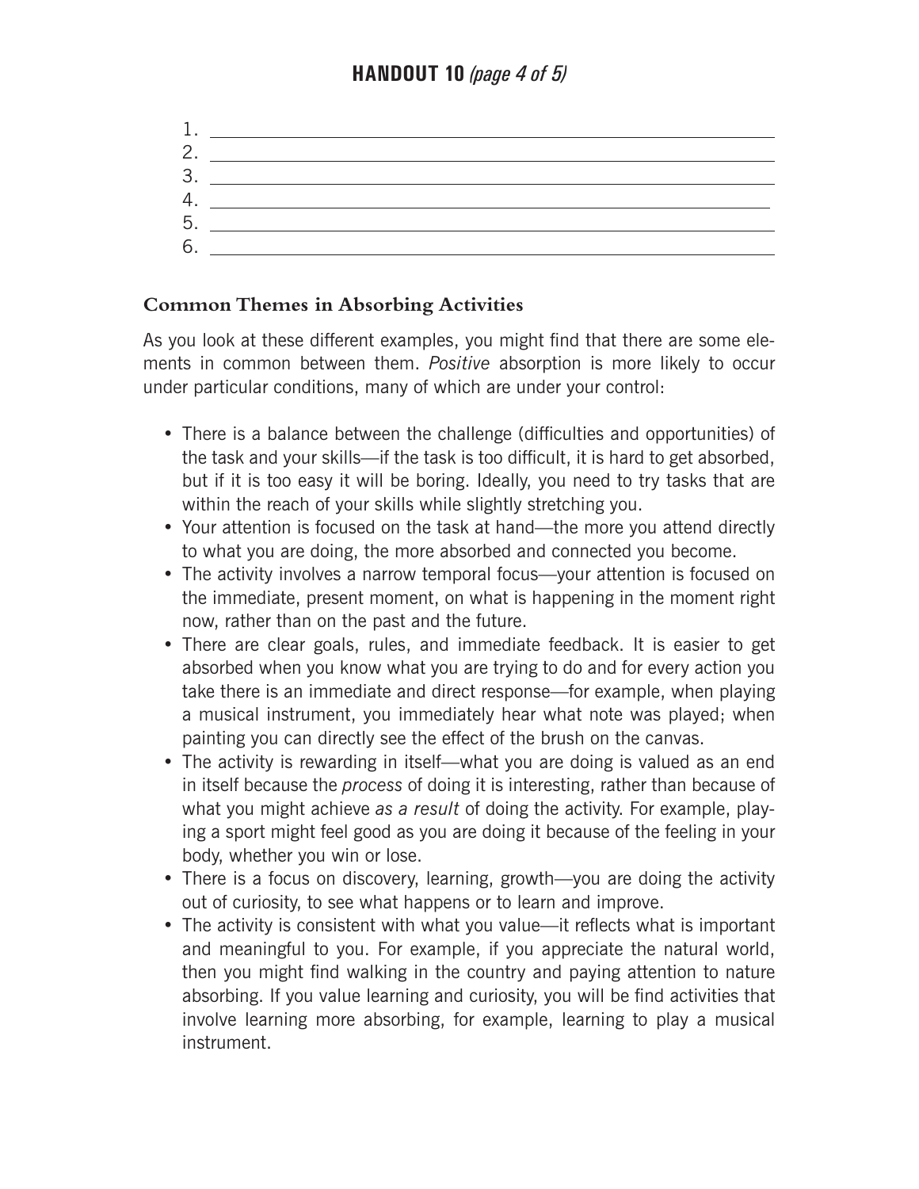1. ______________________________
2. ______________________________
3. ______________________________
4. ______________________________
5. ______________________________
6. ______________________________

## Common Themes in Absorbing Activities

As you look at these different examples, you might find that there are some elements in common between them. *Positive* absorption is more likely to occur under particular conditions, many of which are under your control:

- There is a balance between the challenge (difficulties and opportunities) of the task and your skills—if the task is too difficult, it is hard to get absorbed, but if it is too easy it will be boring. Ideally, you need to try tasks that are within the reach of your skills while slightly stretching you.
- Your attention is focused on the task at hand—the more you attend directly to what you are doing, the more absorbed and connected you become.
- The activity involves a narrow temporal focus—your attention is focused on the immediate, present moment, on what is happening in the moment right now, rather than on the past and the future.
- There are clear goals, rules, and immediate feedback. It is easier to get absorbed when you know what you are trying to do and for every action you take there is an immediate and direct response—for example, when playing a musical instrument, you immediately hear what note was played; when painting you can directly see the effect of the brush on the canvas.
- The activity is rewarding in itself—what you are doing is valued as an end in itself because the *process* of doing it is interesting, rather than because of what you might achieve *as a result* of doing the activity. For example, playing a sport might feel good as you are doing it because of the feeling in your body, whether you win or lose.
- There is a focus on discovery, learning, growth—you are doing the activity out of curiosity, to see what happens or to learn and improve.
- The activity is consistent with what you value—it reflects what is important and meaningful to you. For example, if you appreciate the natural world, then you might find walking in the country and paying attention to nature absorbing. If you value learning and curiosity, you will be find activities that involve learning more absorbing, for example, learning to play a musical instrument.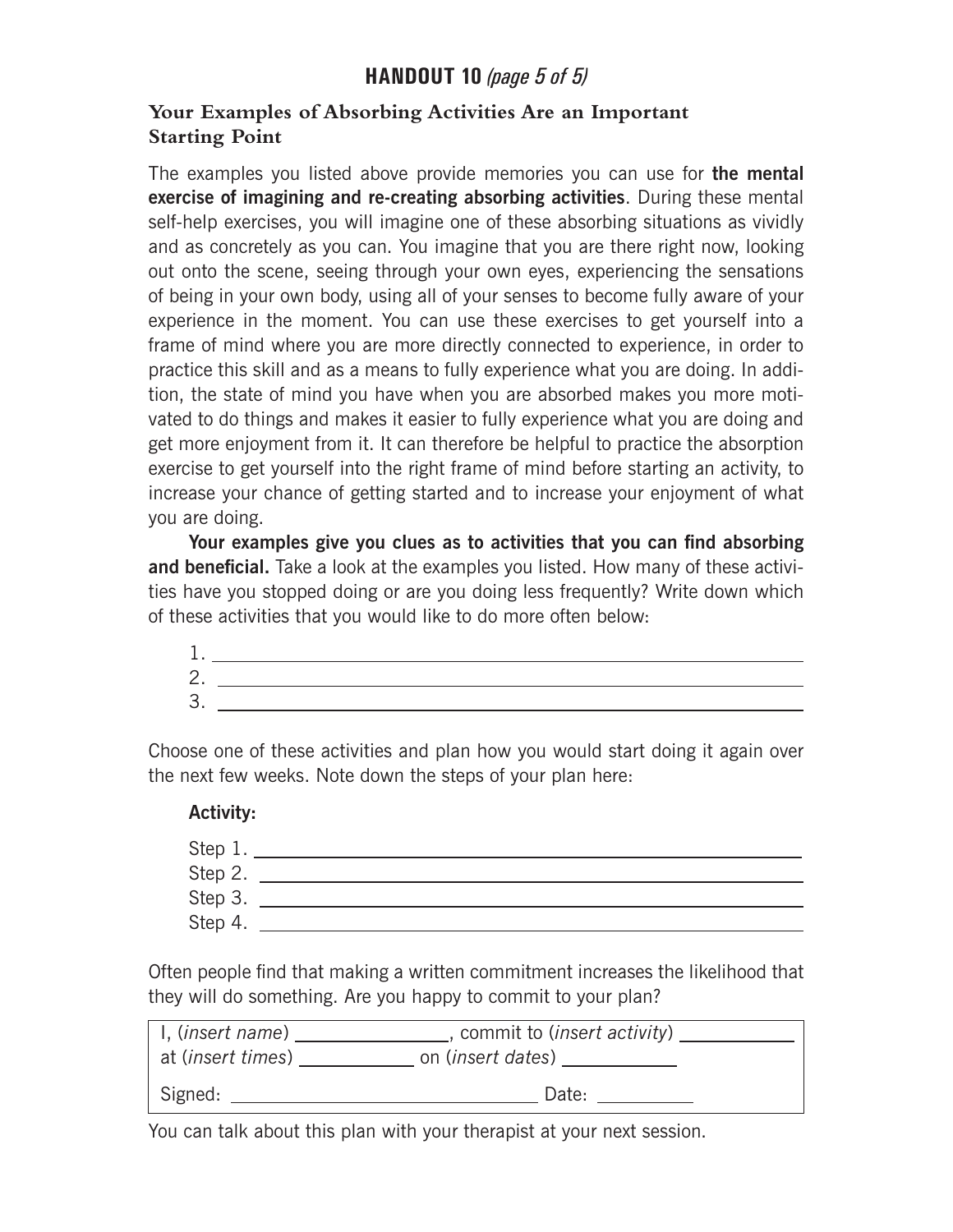## HANDOUT 10 *(page 5 of 5)*

### Your Examples of Absorbing Activities Are an Important Starting Point

The examples you listed above provide memories you can use for **the mental exercise of imagining and re-creating absorbing activities**. During these mental self-help exercises, you will imagine one of these absorbing situations as vividly and as concretely as you can. You imagine that you are there right now, looking out onto the scene, seeing through your own eyes, experiencing the sensations of being in your own body, using all of your senses to become fully aware of your experience in the moment. You can use these exercises to get yourself into a frame of mind where you are more directly connected to experience, in order to practice this skill and as a means to fully experience what you are doing. In addition, the state of mind you have when you are absorbed makes you more motivated to do things and makes it easier to fully experience what you are doing and get more enjoyment from it. It can therefore be helpful to practice the absorption exercise to get yourself into the right frame of mind before starting an activity, to increase your chance of getting started and to increase your enjoyment of what you are doing.

**Your examples give you clues as to activities that you can find absorbing and beneficial.** Take a look at the examples you listed. How many of these activities have you stopped doing or are you doing less frequently? Write down which of these activities that you would like to do more often below:

1. ______________________________
2. ______________________________
3. ______________________________

Choose one of these activities and plan how you would start doing it again over the next few weeks. Note down the steps of your plan here:

**Activity:**

Step 1. ______________________________
Step 2. ______________________________
Step 3. ______________________________
Step 4. ______________________________

Often people find that making a written commitment increases the likelihood that they will do something. Are you happy to commit to your plan?

I, (*insert name*) ______________, commit to (*insert activity*) ______________
at (*insert times*) ______________ on (*insert dates*) ______________

Signed: ______________________________ Date: ______________

You can talk about this plan with your therapist at your next session.